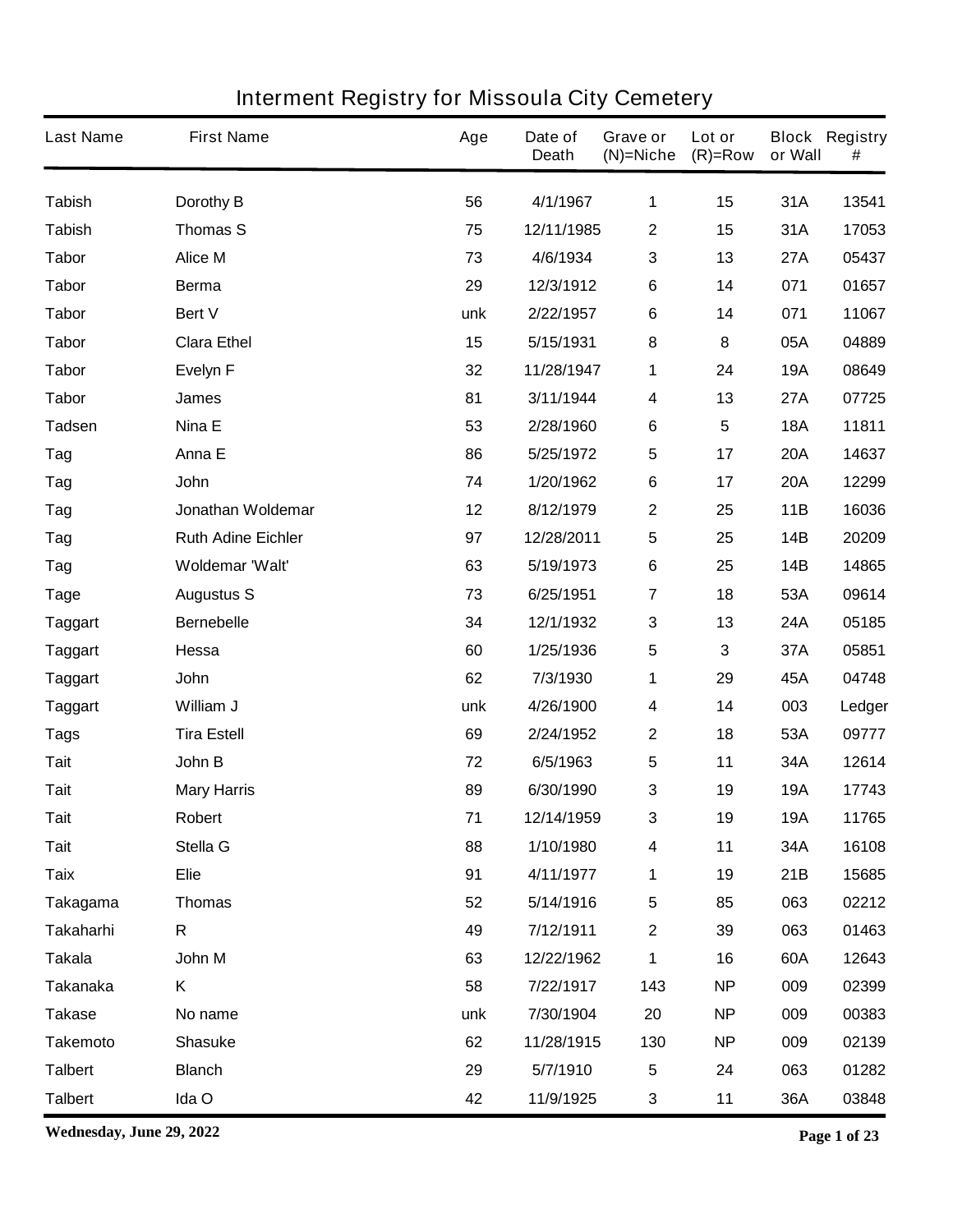# Interment Registry for Missoula City Cemetery

| Last Name | First Name | Age | Date of Death | Grave or (N)=Niche | Lot or (R)=Row | Block or Wall | Registry # |
|---|---|---|---|---|---|---|---|
| Tabish | Dorothy B | 56 | 4/1/1967 | 1 | 15 | 31A | 13541 |
| Tabish | Thomas S | 75 | 12/11/1985 | 2 | 15 | 31A | 17053 |
| Tabor | Alice M | 73 | 4/6/1934 | 3 | 13 | 27A | 05437 |
| Tabor | Berma | 29 | 12/3/1912 | 6 | 14 | 071 | 01657 |
| Tabor | Bert V | unk | 2/22/1957 | 6 | 14 | 071 | 11067 |
| Tabor | Clara Ethel | 15 | 5/15/1931 | 8 | 8 | 05A | 04889 |
| Tabor | Evelyn F | 32 | 11/28/1947 | 1 | 24 | 19A | 08649 |
| Tabor | James | 81 | 3/11/1944 | 4 | 13 | 27A | 07725 |
| Tadsen | Nina E | 53 | 2/28/1960 | 6 | 5 | 18A | 11811 |
| Tag | Anna E | 86 | 5/25/1972 | 5 | 17 | 20A | 14637 |
| Tag | John | 74 | 1/20/1962 | 6 | 17 | 20A | 12299 |
| Tag | Jonathan Woldemar | 12 | 8/12/1979 | 2 | 25 | 11B | 16036 |
| Tag | Ruth Adine Eichler | 97 | 12/28/2011 | 5 | 25 | 14B | 20209 |
| Tag | Woldemar 'Walt' | 63 | 5/19/1973 | 6 | 25 | 14B | 14865 |
| Tage | Augustus S | 73 | 6/25/1951 | 7 | 18 | 53A | 09614 |
| Taggart | Bernebelle | 34 | 12/1/1932 | 3 | 13 | 24A | 05185 |
| Taggart | Hessa | 60 | 1/25/1936 | 5 | 3 | 37A | 05851 |
| Taggart | John | 62 | 7/3/1930 | 1 | 29 | 45A | 04748 |
| Taggart | William J | unk | 4/26/1900 | 4 | 14 | 003 | Ledger |
| Tags | Tira Estell | 69 | 2/24/1952 | 2 | 18 | 53A | 09777 |
| Tait | John B | 72 | 6/5/1963 | 5 | 11 | 34A | 12614 |
| Tait | Mary Harris | 89 | 6/30/1990 | 3 | 19 | 19A | 17743 |
| Tait | Robert | 71 | 12/14/1959 | 3 | 19 | 19A | 11765 |
| Tait | Stella G | 88 | 1/10/1980 | 4 | 11 | 34A | 16108 |
| Taix | Elie | 91 | 4/11/1977 | 1 | 19 | 21B | 15685 |
| Takagama | Thomas | 52 | 5/14/1916 | 5 | 85 | 063 | 02212 |
| Takaharhi | R | 49 | 7/12/1911 | 2 | 39 | 063 | 01463 |
| Takala | John M | 63 | 12/22/1962 | 1 | 16 | 60A | 12643 |
| Takanaka | K | 58 | 7/22/1917 | 143 | NP | 009 | 02399 |
| Takase | No name | unk | 7/30/1904 | 20 | NP | 009 | 00383 |
| Takemoto | Shasuke | 62 | 11/28/1915 | 130 | NP | 009 | 02139 |
| Talbert | Blanch | 29 | 5/7/1910 | 5 | 24 | 063 | 01282 |
| Talbert | Ida O | 42 | 11/9/1925 | 3 | 11 | 36A | 03848 |

**Wednesday, June 29, 2022**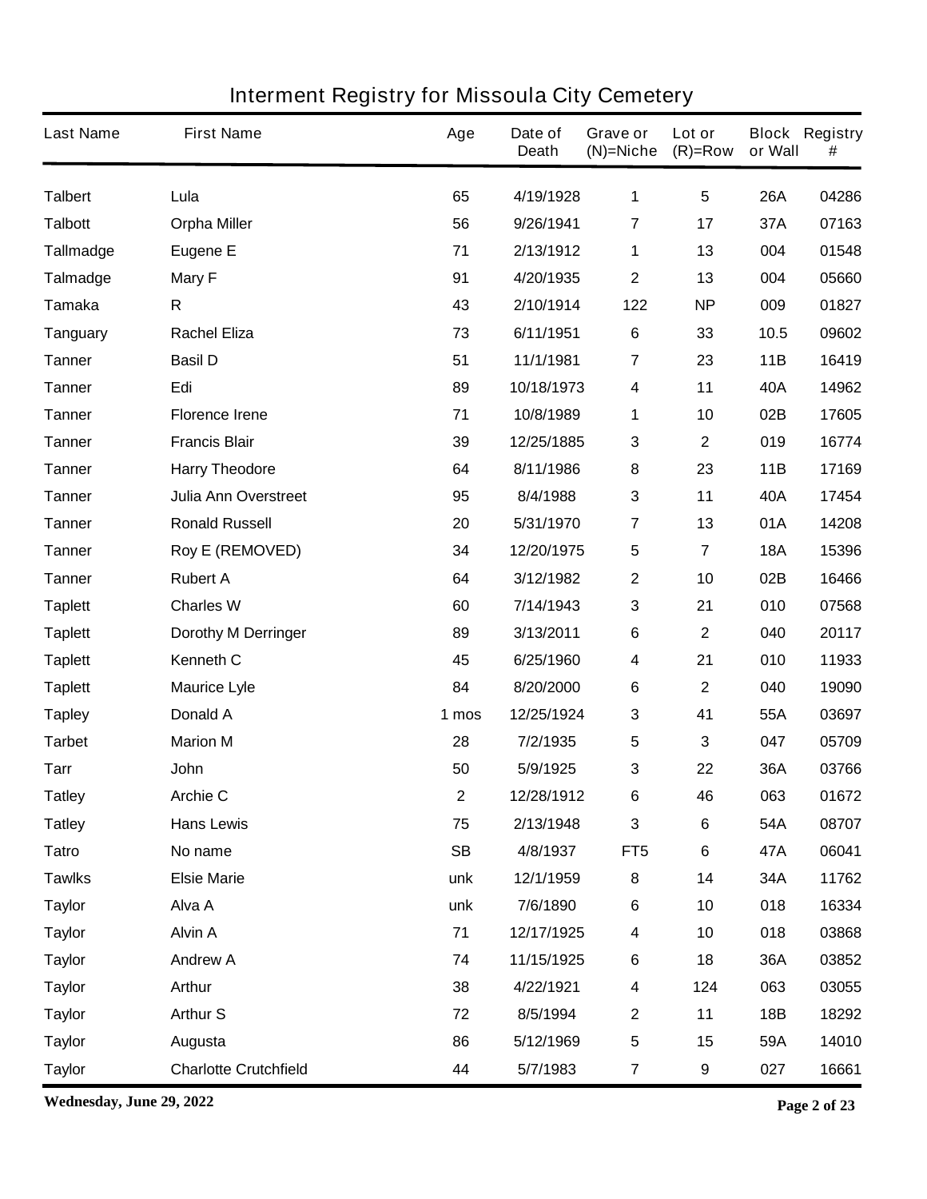# Interment Registry for Missoula City Cemetery

| Last Name | First Name | Age | Date of Death | Grave or (N)=Niche | Lot or (R)=Row | Block or Wall | Registry # |
|---|---|---|---|---|---|---|---|
| Talbert | Lula | 65 | 4/19/1928 | 1 | 5 | 26A | 04286 |
| Talbott | Orpha Miller | 56 | 9/26/1941 | 7 | 17 | 37A | 07163 |
| Tallmadge | Eugene E | 71 | 2/13/1912 | 1 | 13 | 004 | 01548 |
| Talmadge | Mary F | 91 | 4/20/1935 | 2 | 13 | 004 | 05660 |
| Tamaka | R | 43 | 2/10/1914 | 122 | NP | 009 | 01827 |
| Tanguary | Rachel Eliza | 73 | 6/11/1951 | 6 | 33 | 10.5 | 09602 |
| Tanner | Basil D | 51 | 11/1/1981 | 7 | 23 | 11B | 16419 |
| Tanner | Edi | 89 | 10/18/1973 | 4 | 11 | 40A | 14962 |
| Tanner | Florence Irene | 71 | 10/8/1989 | 1 | 10 | 02B | 17605 |
| Tanner | Francis Blair | 39 | 12/25/1885 | 3 | 2 | 019 | 16774 |
| Tanner | Harry Theodore | 64 | 8/11/1986 | 8 | 23 | 11B | 17169 |
| Tanner | Julia Ann Overstreet | 95 | 8/4/1988 | 3 | 11 | 40A | 17454 |
| Tanner | Ronald Russell | 20 | 5/31/1970 | 7 | 13 | 01A | 14208 |
| Tanner | Roy E (REMOVED) | 34 | 12/20/1975 | 5 | 7 | 18A | 15396 |
| Tanner | Rubert A | 64 | 3/12/1982 | 2 | 10 | 02B | 16466 |
| Taplett | Charles W | 60 | 7/14/1943 | 3 | 21 | 010 | 07568 |
| Taplett | Dorothy M Derringer | 89 | 3/13/2011 | 6 | 2 | 040 | 20117 |
| Taplett | Kenneth C | 45 | 6/25/1960 | 4 | 21 | 010 | 11933 |
| Taplett | Maurice Lyle | 84 | 8/20/2000 | 6 | 2 | 040 | 19090 |
| Tapley | Donald A | 1 mos | 12/25/1924 | 3 | 41 | 55A | 03697 |
| Tarbet | Marion M | 28 | 7/2/1935 | 5 | 3 | 047 | 05709 |
| Tarr | John | 50 | 5/9/1925 | 3 | 22 | 36A | 03766 |
| Tatley | Archie C | 2 | 12/28/1912 | 6 | 46 | 063 | 01672 |
| Tatley | Hans Lewis | 75 | 2/13/1948 | 3 | 6 | 54A | 08707 |
| Tatro | No name | SB | 4/8/1937 | FT5 | 6 | 47A | 06041 |
| Tawlks | Elsie Marie | unk | 12/1/1959 | 8 | 14 | 34A | 11762 |
| Taylor | Alva A | unk | 7/6/1890 | 6 | 10 | 018 | 16334 |
| Taylor | Alvin A | 71 | 12/17/1925 | 4 | 10 | 018 | 03868 |
| Taylor | Andrew A | 74 | 11/15/1925 | 6 | 18 | 36A | 03852 |
| Taylor | Arthur | 38 | 4/22/1921 | 4 | 124 | 063 | 03055 |
| Taylor | Arthur S | 72 | 8/5/1994 | 2 | 11 | 18B | 18292 |
| Taylor | Augusta | 86 | 5/12/1969 | 5 | 15 | 59A | 14010 |
| Taylor | Charlotte Crutchfield | 44 | 5/7/1983 | 7 | 9 | 027 | 16661 |

**Wednesday, June 29, 2022**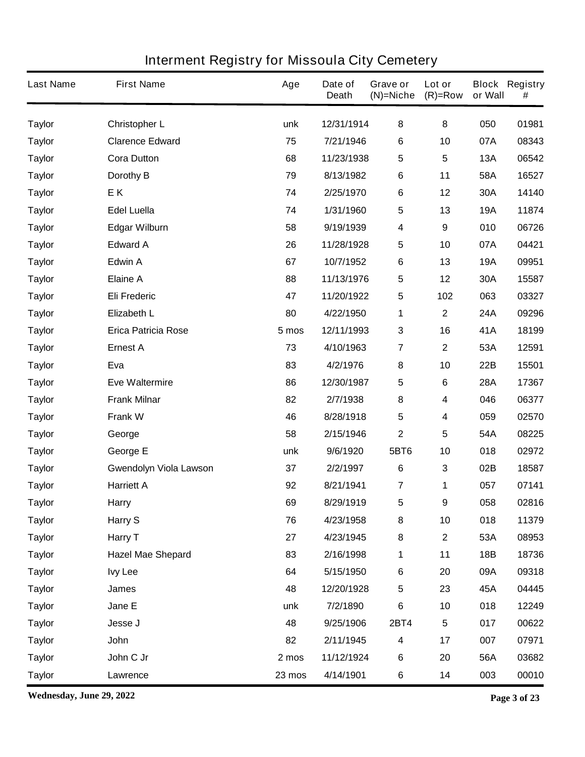# Interment Registry for Missoula City Cemetery

| Last Name | First Name | Age | Date of Death | Grave or (N)=Niche | Lot or (R)=Row | Block or Wall | Registry # |
|---|---|---|---|---|---|---|---|
| Taylor | Christopher L | unk | 12/31/1914 | 8 | 8 | 050 | 01981 |
| Taylor | Clarence Edward | 75 | 7/21/1946 | 6 | 10 | 07A | 08343 |
| Taylor | Cora Dutton | 68 | 11/23/1938 | 5 | 5 | 13A | 06542 |
| Taylor | Dorothy B | 79 | 8/13/1982 | 6 | 11 | 58A | 16527 |
| Taylor | E K | 74 | 2/25/1970 | 6 | 12 | 30A | 14140 |
| Taylor | Edel Luella | 74 | 1/31/1960 | 5 | 13 | 19A | 11874 |
| Taylor | Edgar Wilburn | 58 | 9/19/1939 | 4 | 9 | 010 | 06726 |
| Taylor | Edward A | 26 | 11/28/1928 | 5 | 10 | 07A | 04421 |
| Taylor | Edwin A | 67 | 10/7/1952 | 6 | 13 | 19A | 09951 |
| Taylor | Elaine A | 88 | 11/13/1976 | 5 | 12 | 30A | 15587 |
| Taylor | Eli Frederic | 47 | 11/20/1922 | 5 | 102 | 063 | 03327 |
| Taylor | Elizabeth L | 80 | 4/22/1950 | 1 | 2 | 24A | 09296 |
| Taylor | Erica Patricia Rose | 5 mos | 12/11/1993 | 3 | 16 | 41A | 18199 |
| Taylor | Ernest A | 73 | 4/10/1963 | 7 | 2 | 53A | 12591 |
| Taylor | Eva | 83 | 4/2/1976 | 8 | 10 | 22B | 15501 |
| Taylor | Eve Waltermire | 86 | 12/30/1987 | 5 | 6 | 28A | 17367 |
| Taylor | Frank Milnar | 82 | 2/7/1938 | 8 | 4 | 046 | 06377 |
| Taylor | Frank W | 46 | 8/28/1918 | 5 | 4 | 059 | 02570 |
| Taylor | George | 58 | 2/15/1946 | 2 | 5 | 54A | 08225 |
| Taylor | George E | unk | 9/6/1920 | 5BT6 | 10 | 018 | 02972 |
| Taylor | Gwendolyn Viola Lawson | 37 | 2/2/1997 | 6 | 3 | 02B | 18587 |
| Taylor | Harriett A | 92 | 8/21/1941 | 7 | 1 | 057 | 07141 |
| Taylor | Harry | 69 | 8/29/1919 | 5 | 9 | 058 | 02816 |
| Taylor | Harry S | 76 | 4/23/1958 | 8 | 10 | 018 | 11379 |
| Taylor | Harry T | 27 | 4/23/1945 | 8 | 2 | 53A | 08953 |
| Taylor | Hazel Mae Shepard | 83 | 2/16/1998 | 1 | 11 | 18B | 18736 |
| Taylor | Ivy Lee | 64 | 5/15/1950 | 6 | 20 | 09A | 09318 |
| Taylor | James | 48 | 12/20/1928 | 5 | 23 | 45A | 04445 |
| Taylor | Jane E | unk | 7/2/1890 | 6 | 10 | 018 | 12249 |
| Taylor | Jesse J | 48 | 9/25/1906 | 2BT4 | 5 | 017 | 00622 |
| Taylor | John | 82 | 2/11/1945 | 4 | 17 | 007 | 07971 |
| Taylor | John C Jr | 2 mos | 11/12/1924 | 6 | 20 | 56A | 03682 |
| Taylor | Lawrence | 23 mos | 4/14/1901 | 6 | 14 | 003 | 00010 |

**Wednesday, June 29, 2022**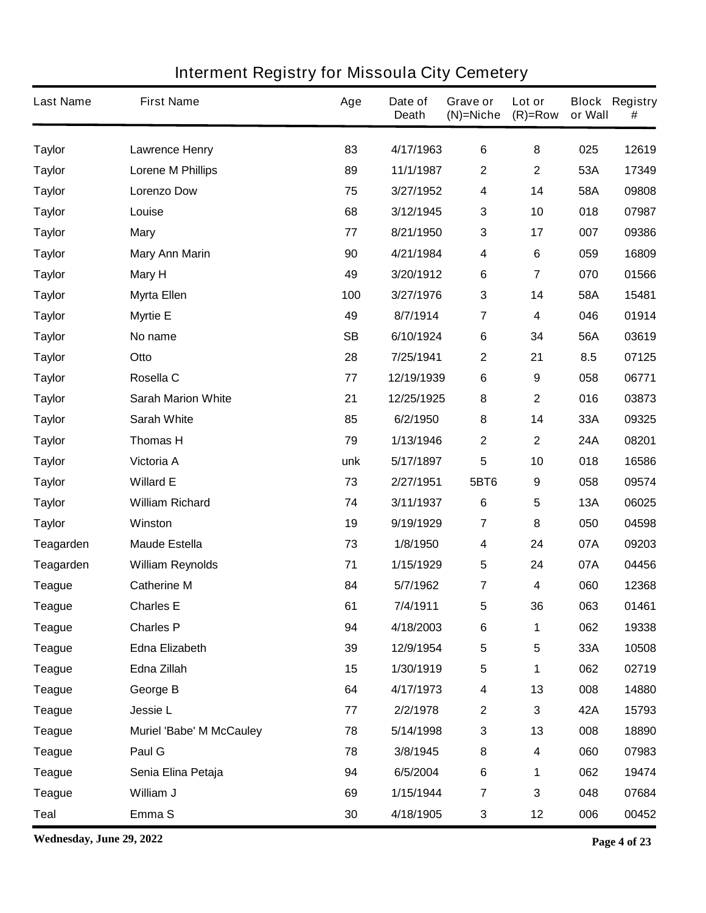# Interment Registry for Missoula City Cemetery

| Last Name | First Name | Age | Date of Death | Grave or (N)=Niche | Lot or (R)=Row | Block or Wall | Registry # |
|---|---|---|---|---|---|---|---|
| Taylor | Lawrence Henry | 83 | 4/17/1963 | 6 | 8 | 025 | 12619 |
| Taylor | Lorene M Phillips | 89 | 11/1/1987 | 2 | 2 | 53A | 17349 |
| Taylor | Lorenzo Dow | 75 | 3/27/1952 | 4 | 14 | 58A | 09808 |
| Taylor | Louise | 68 | 3/12/1945 | 3 | 10 | 018 | 07987 |
| Taylor | Mary | 77 | 8/21/1950 | 3 | 17 | 007 | 09386 |
| Taylor | Mary Ann Marin | 90 | 4/21/1984 | 4 | 6 | 059 | 16809 |
| Taylor | Mary H | 49 | 3/20/1912 | 6 | 7 | 070 | 01566 |
| Taylor | Myrta Ellen | 100 | 3/27/1976 | 3 | 14 | 58A | 15481 |
| Taylor | Myrtie E | 49 | 8/7/1914 | 7 | 4 | 046 | 01914 |
| Taylor | No name | SB | 6/10/1924 | 6 | 34 | 56A | 03619 |
| Taylor | Otto | 28 | 7/25/1941 | 2 | 21 | 8.5 | 07125 |
| Taylor | Rosella C | 77 | 12/19/1939 | 6 | 9 | 058 | 06771 |
| Taylor | Sarah Marion White | 21 | 12/25/1925 | 8 | 2 | 016 | 03873 |
| Taylor | Sarah White | 85 | 6/2/1950 | 8 | 14 | 33A | 09325 |
| Taylor | Thomas H | 79 | 1/13/1946 | 2 | 2 | 24A | 08201 |
| Taylor | Victoria A | unk | 5/17/1897 | 5 | 10 | 018 | 16586 |
| Taylor | Willard E | 73 | 2/27/1951 | 5BT6 | 9 | 058 | 09574 |
| Taylor | William Richard | 74 | 3/11/1937 | 6 | 5 | 13A | 06025 |
| Taylor | Winston | 19 | 9/19/1929 | 7 | 8 | 050 | 04598 |
| Teagarden | Maude Estella | 73 | 1/8/1950 | 4 | 24 | 07A | 09203 |
| Teagarden | William Reynolds | 71 | 1/15/1929 | 5 | 24 | 07A | 04456 |
| Teague | Catherine M | 84 | 5/7/1962 | 7 | 4 | 060 | 12368 |
| Teague | Charles E | 61 | 7/4/1911 | 5 | 36 | 063 | 01461 |
| Teague | Charles P | 94 | 4/18/2003 | 6 | 1 | 062 | 19338 |
| Teague | Edna Elizabeth | 39 | 12/9/1954 | 5 | 5 | 33A | 10508 |
| Teague | Edna Zillah | 15 | 1/30/1919 | 5 | 1 | 062 | 02719 |
| Teague | George B | 64 | 4/17/1973 | 4 | 13 | 008 | 14880 |
| Teague | Jessie L | 77 | 2/2/1978 | 2 | 3 | 42A | 15793 |
| Teague | Muriel 'Babe' M McCauley | 78 | 5/14/1998 | 3 | 13 | 008 | 18890 |
| Teague | Paul G | 78 | 3/8/1945 | 8 | 4 | 060 | 07983 |
| Teague | Senia Elina Petaja | 94 | 6/5/2004 | 6 | 1 | 062 | 19474 |
| Teague | William J | 69 | 1/15/1944 | 7 | 3 | 048 | 07684 |
| Teal | Emma S | 30 | 4/18/1905 | 3 | 12 | 006 | 00452 |

Wednesday, June 29, 2022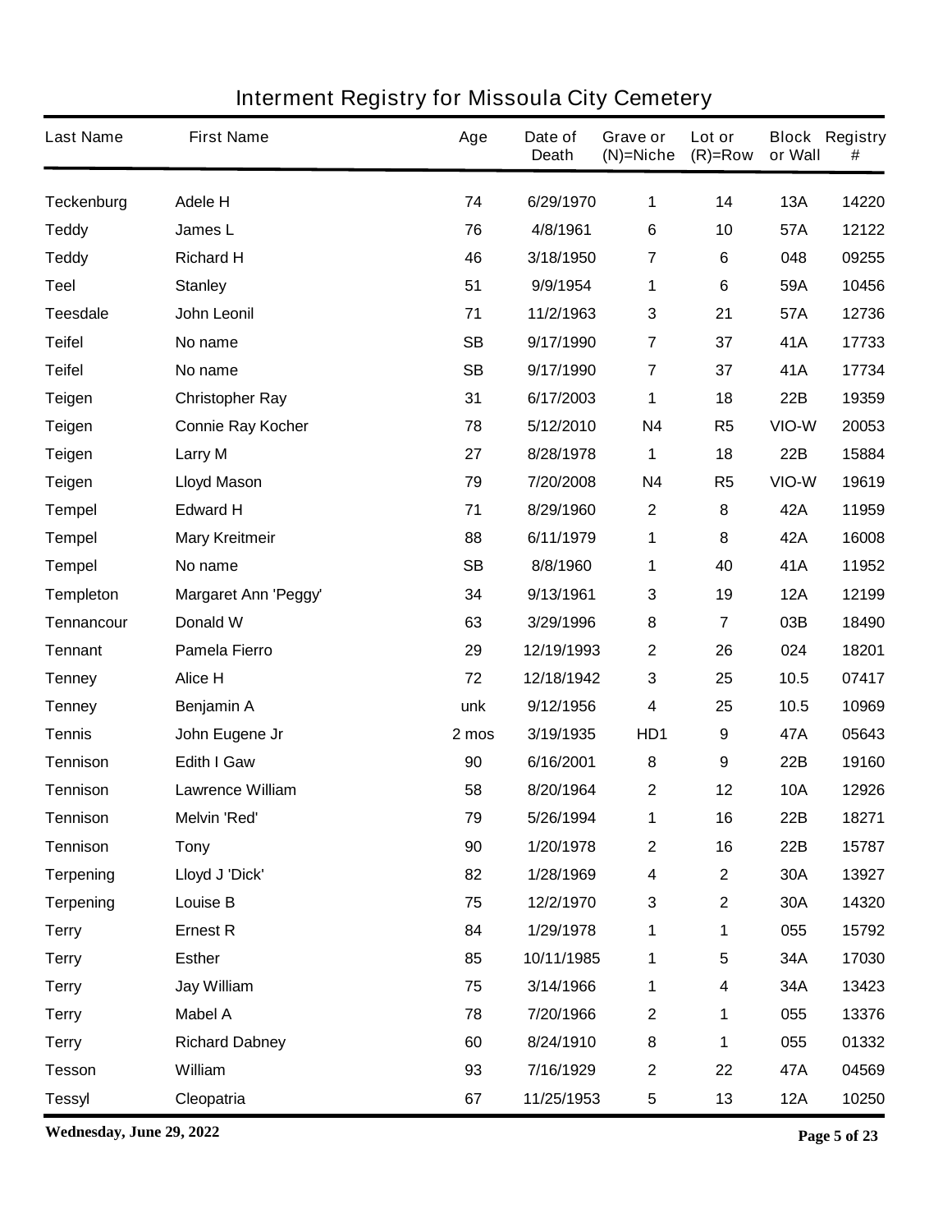# Interment Registry for Missoula City Cemetery

| Last Name | First Name | Age | Date of Death | Grave or (N)=Niche | Lot or (R)=Row | Block or Wall | Registry # |
|---|---|---|---|---|---|---|---|
| Teckenburg | Adele H | 74 | 6/29/1970 | 1 | 14 | 13A | 14220 |
| Teddy | James L | 76 | 4/8/1961 | 6 | 10 | 57A | 12122 |
| Teddy | Richard H | 46 | 3/18/1950 | 7 | 6 | 048 | 09255 |
| Teel | Stanley | 51 | 9/9/1954 | 1 | 6 | 59A | 10456 |
| Teesdale | John Leonil | 71 | 11/2/1963 | 3 | 21 | 57A | 12736 |
| Teifel | No name | SB | 9/17/1990 | 7 | 37 | 41A | 17733 |
| Teifel | No name | SB | 9/17/1990 | 7 | 37 | 41A | 17734 |
| Teigen | Christopher Ray | 31 | 6/17/2003 | 1 | 18 | 22B | 19359 |
| Teigen | Connie Ray Kocher | 78 | 5/12/2010 | N4 | R5 | VIO-W | 20053 |
| Teigen | Larry M | 27 | 8/28/1978 | 1 | 18 | 22B | 15884 |
| Teigen | Lloyd Mason | 79 | 7/20/2008 | N4 | R5 | VIO-W | 19619 |
| Tempel | Edward H | 71 | 8/29/1960 | 2 | 8 | 42A | 11959 |
| Tempel | Mary Kreitmeir | 88 | 6/11/1979 | 1 | 8 | 42A | 16008 |
| Tempel | No name | SB | 8/8/1960 | 1 | 40 | 41A | 11952 |
| Templeton | Margaret Ann 'Peggy' | 34 | 9/13/1961 | 3 | 19 | 12A | 12199 |
| Tennancour | Donald W | 63 | 3/29/1996 | 8 | 7 | 03B | 18490 |
| Tennant | Pamela Fierro | 29 | 12/19/1993 | 2 | 26 | 024 | 18201 |
| Tenney | Alice H | 72 | 12/18/1942 | 3 | 25 | 10.5 | 07417 |
| Tenney | Benjamin A | unk | 9/12/1956 | 4 | 25 | 10.5 | 10969 |
| Tennis | John Eugene Jr | 2 mos | 3/19/1935 | HD1 | 9 | 47A | 05643 |
| Tennison | Edith I Gaw | 90 | 6/16/2001 | 8 | 9 | 22B | 19160 |
| Tennison | Lawrence William | 58 | 8/20/1964 | 2 | 12 | 10A | 12926 |
| Tennison | Melvin 'Red' | 79 | 5/26/1994 | 1 | 16 | 22B | 18271 |
| Tennison | Tony | 90 | 1/20/1978 | 2 | 16 | 22B | 15787 |
| Terpening | Lloyd J 'Dick' | 82 | 1/28/1969 | 4 | 2 | 30A | 13927 |
| Terpening | Louise B | 75 | 12/2/1970 | 3 | 2 | 30A | 14320 |
| Terry | Ernest R | 84 | 1/29/1978 | 1 | 1 | 055 | 15792 |
| Terry | Esther | 85 | 10/11/1985 | 1 | 5 | 34A | 17030 |
| Terry | Jay William | 75 | 3/14/1966 | 1 | 4 | 34A | 13423 |
| Terry | Mabel A | 78 | 7/20/1966 | 2 | 1 | 055 | 13376 |
| Terry | Richard Dabney | 60 | 8/24/1910 | 8 | 1 | 055 | 01332 |
| Tesson | William | 93 | 7/16/1929 | 2 | 22 | 47A | 04569 |
| Tessyl | Cleopatria | 67 | 11/25/1953 | 5 | 13 | 12A | 10250 |

**Wednesday, June 29, 2022**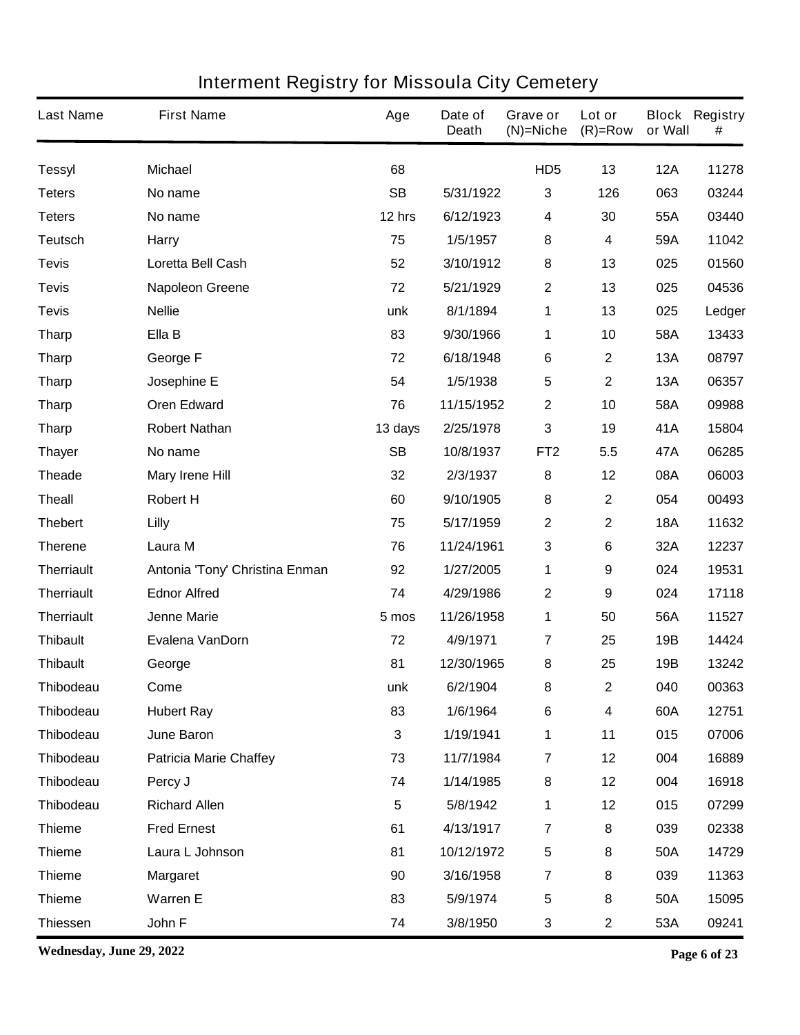# Interment Registry for Missoula City Cemetery

| Last Name | First Name | Age | Date of Death | Grave or (N)=Niche | Lot or (R)=Row | Block or Wall | Registry # |
|---|---|---|---|---|---|---|---|
| Tessyl | Michael | 68 | | HD5 | 13 | 12A | 11278 |
| Teters | No name | SB | 5/31/1922 | 3 | 126 | 063 | 03244 |
| Teters | No name | 12 hrs | 6/12/1923 | 4 | 30 | 55A | 03440 |
| Teutsch | Harry | 75 | 1/5/1957 | 8 | 4 | 59A | 11042 |
| Tevis | Loretta Bell Cash | 52 | 3/10/1912 | 8 | 13 | 025 | 01560 |
| Tevis | Napoleon Greene | 72 | 5/21/1929 | 2 | 13 | 025 | 04536 |
| Tevis | Nellie | unk | 8/1/1894 | 1 | 13 | 025 | Ledger |
| Tharp | Ella B | 83 | 9/30/1966 | 1 | 10 | 58A | 13433 |
| Tharp | George F | 72 | 6/18/1948 | 6 | 2 | 13A | 08797 |
| Tharp | Josephine E | 54 | 1/5/1938 | 5 | 2 | 13A | 06357 |
| Tharp | Oren Edward | 76 | 11/15/1952 | 2 | 10 | 58A | 09988 |
| Tharp | Robert Nathan | 13 days | 2/25/1978 | 3 | 19 | 41A | 15804 |
| Thayer | No name | SB | 10/8/1937 | FT2 | 5.5 | 47A | 06285 |
| Theade | Mary Irene Hill | 32 | 2/3/1937 | 8 | 12 | 08A | 06003 |
| Theall | Robert H | 60 | 9/10/1905 | 8 | 2 | 054 | 00493 |
| Thebert | Lilly | 75 | 5/17/1959 | 2 | 2 | 18A | 11632 |
| Therene | Laura M | 76 | 11/24/1961 | 3 | 6 | 32A | 12237 |
| Therriault | Antonia 'Tony' Christina Enman | 92 | 1/27/2005 | 1 | 9 | 024 | 19531 |
| Therriault | Ednor Alfred | 74 | 4/29/1986 | 2 | 9 | 024 | 17118 |
| Therriault | Jenne Marie | 5 mos | 11/26/1958 | 1 | 50 | 56A | 11527 |
| Thibault | Evalena VanDorn | 72 | 4/9/1971 | 7 | 25 | 19B | 14424 |
| Thibault | George | 81 | 12/30/1965 | 8 | 25 | 19B | 13242 |
| Thibodeau | Come | unk | 6/2/1904 | 8 | 2 | 040 | 00363 |
| Thibodeau | Hubert Ray | 83 | 1/6/1964 | 6 | 4 | 60A | 12751 |
| Thibodeau | June Baron | 3 | 1/19/1941 | 1 | 11 | 015 | 07006 |
| Thibodeau | Patricia Marie Chaffey | 73 | 11/7/1984 | 7 | 12 | 004 | 16889 |
| Thibodeau | Percy J | 74 | 1/14/1985 | 8 | 12 | 004 | 16918 |
| Thibodeau | Richard Allen | 5 | 5/8/1942 | 1 | 12 | 015 | 07299 |
| Thieme | Fred Ernest | 61 | 4/13/1917 | 7 | 8 | 039 | 02338 |
| Thieme | Laura L Johnson | 81 | 10/12/1972 | 5 | 8 | 50A | 14729 |
| Thieme | Margaret | 90 | 3/16/1958 | 7 | 8 | 039 | 11363 |
| Thieme | Warren E | 83 | 5/9/1974 | 5 | 8 | 50A | 15095 |
| Thiessen | John F | 74 | 3/8/1950 | 3 | 2 | 53A | 09241 |

**Wednesday, June 29, 2022**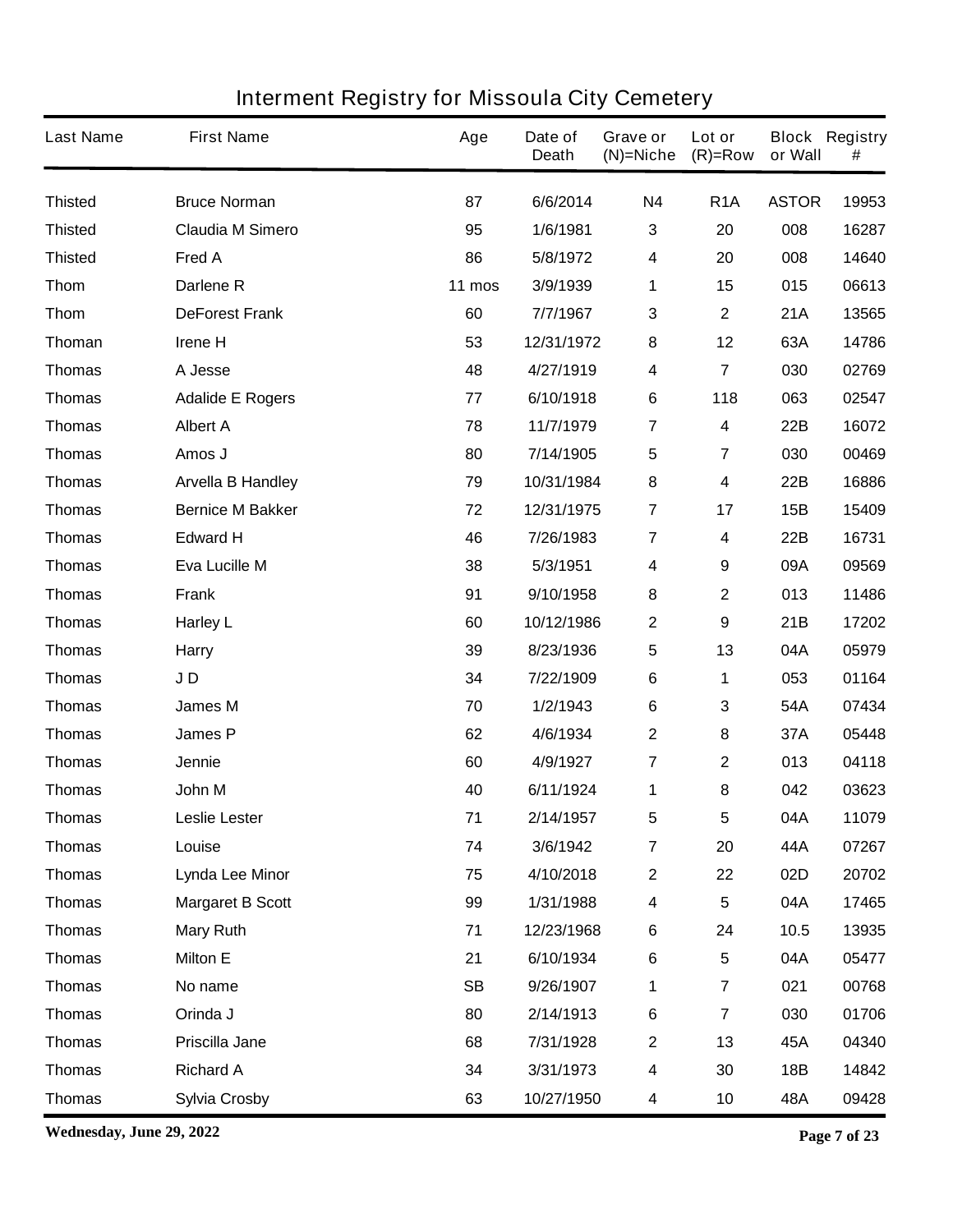# Interment Registry for Missoula City Cemetery

| Last Name | First Name | Age | Date of Death | Grave or (N)=Niche | Lot or (R)=Row | Block or Wall | Registry # |
|---|---|---|---|---|---|---|---|
| Thisted | Bruce Norman | 87 | 6/6/2014 | N4 | R1A | ASTOR | 19953 |
| Thisted | Claudia M Simero | 95 | 1/6/1981 | 3 | 20 | 008 | 16287 |
| Thisted | Fred A | 86 | 5/8/1972 | 4 | 20 | 008 | 14640 |
| Thom | Darlene R | 11 mos | 3/9/1939 | 1 | 15 | 015 | 06613 |
| Thom | DeForest Frank | 60 | 7/7/1967 | 3 | 2 | 21A | 13565 |
| Thoman | Irene H | 53 | 12/31/1972 | 8 | 12 | 63A | 14786 |
| Thomas | A Jesse | 48 | 4/27/1919 | 4 | 7 | 030 | 02769 |
| Thomas | Adalide E Rogers | 77 | 6/10/1918 | 6 | 118 | 063 | 02547 |
| Thomas | Albert A | 78 | 11/7/1979 | 7 | 4 | 22B | 16072 |
| Thomas | Amos J | 80 | 7/14/1905 | 5 | 7 | 030 | 00469 |
| Thomas | Arvella B Handley | 79 | 10/31/1984 | 8 | 4 | 22B | 16886 |
| Thomas | Bernice M Bakker | 72 | 12/31/1975 | 7 | 17 | 15B | 15409 |
| Thomas | Edward H | 46 | 7/26/1983 | 7 | 4 | 22B | 16731 |
| Thomas | Eva Lucille M | 38 | 5/3/1951 | 4 | 9 | 09A | 09569 |
| Thomas | Frank | 91 | 9/10/1958 | 8 | 2 | 013 | 11486 |
| Thomas | Harley L | 60 | 10/12/1986 | 2 | 9 | 21B | 17202 |
| Thomas | Harry | 39 | 8/23/1936 | 5 | 13 | 04A | 05979 |
| Thomas | J D | 34 | 7/22/1909 | 6 | 1 | 053 | 01164 |
| Thomas | James M | 70 | 1/2/1943 | 6 | 3 | 54A | 07434 |
| Thomas | James P | 62 | 4/6/1934 | 2 | 8 | 37A | 05448 |
| Thomas | Jennie | 60 | 4/9/1927 | 7 | 2 | 013 | 04118 |
| Thomas | John M | 40 | 6/11/1924 | 1 | 8 | 042 | 03623 |
| Thomas | Leslie Lester | 71 | 2/14/1957 | 5 | 5 | 04A | 11079 |
| Thomas | Louise | 74 | 3/6/1942 | 7 | 20 | 44A | 07267 |
| Thomas | Lynda Lee Minor | 75 | 4/10/2018 | 2 | 22 | 02D | 20702 |
| Thomas | Margaret B Scott | 99 | 1/31/1988 | 4 | 5 | 04A | 17465 |
| Thomas | Mary Ruth | 71 | 12/23/1968 | 6 | 24 | 10.5 | 13935 |
| Thomas | Milton E | 21 | 6/10/1934 | 6 | 5 | 04A | 05477 |
| Thomas | No name | SB | 9/26/1907 | 1 | 7 | 021 | 00768 |
| Thomas | Orinda J | 80 | 2/14/1913 | 6 | 7 | 030 | 01706 |
| Thomas | Priscilla Jane | 68 | 7/31/1928 | 2 | 13 | 45A | 04340 |
| Thomas | Richard A | 34 | 3/31/1973 | 4 | 30 | 18B | 14842 |
| Thomas | Sylvia Crosby | 63 | 10/27/1950 | 4 | 10 | 48A | 09428 |

Wednesday, June 29, 2022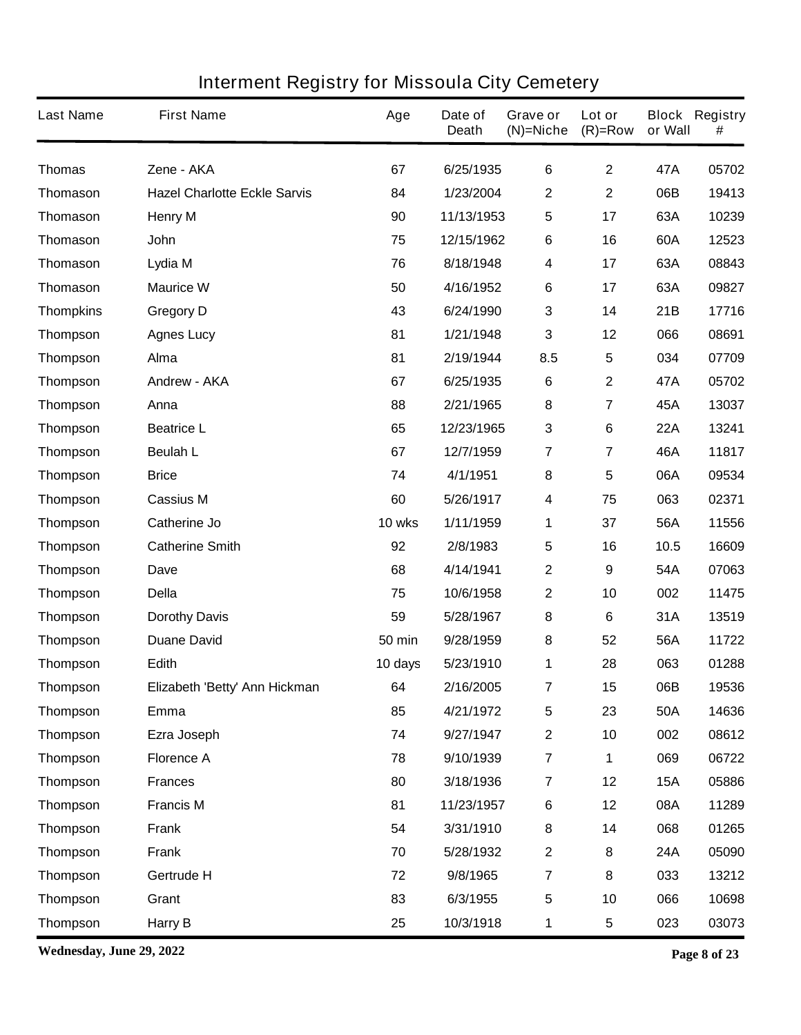# Interment Registry for Missoula City Cemetery

| Last Name | First Name | Age | Date of Death | Grave or (N)=Niche | Lot or (R)=Row | Block or Wall | Registry # |
|---|---|---|---|---|---|---|---|
| Thomas | Zene - AKA | 67 | 6/25/1935 | 6 | 2 | 47A | 05702 |
| Thomason | Hazel Charlotte Eckle Sarvis | 84 | 1/23/2004 | 2 | 2 | 06B | 19413 |
| Thomason | Henry M | 90 | 11/13/1953 | 5 | 17 | 63A | 10239 |
| Thomason | John | 75 | 12/15/1962 | 6 | 16 | 60A | 12523 |
| Thomason | Lydia M | 76 | 8/18/1948 | 4 | 17 | 63A | 08843 |
| Thomason | Maurice W | 50 | 4/16/1952 | 6 | 17 | 63A | 09827 |
| Thompkins | Gregory D | 43 | 6/24/1990 | 3 | 14 | 21B | 17716 |
| Thompson | Agnes Lucy | 81 | 1/21/1948 | 3 | 12 | 066 | 08691 |
| Thompson | Alma | 81 | 2/19/1944 | 8.5 | 5 | 034 | 07709 |
| Thompson | Andrew - AKA | 67 | 6/25/1935 | 6 | 2 | 47A | 05702 |
| Thompson | Anna | 88 | 2/21/1965 | 8 | 7 | 45A | 13037 |
| Thompson | Beatrice L | 65 | 12/23/1965 | 3 | 6 | 22A | 13241 |
| Thompson | Beulah L | 67 | 12/7/1959 | 7 | 7 | 46A | 11817 |
| Thompson | Brice | 74 | 4/1/1951 | 8 | 5 | 06A | 09534 |
| Thompson | Cassius M | 60 | 5/26/1917 | 4 | 75 | 063 | 02371 |
| Thompson | Catherine Jo | 10 wks | 1/11/1959 | 1 | 37 | 56A | 11556 |
| Thompson | Catherine Smith | 92 | 2/8/1983 | 5 | 16 | 10.5 | 16609 |
| Thompson | Dave | 68 | 4/14/1941 | 2 | 9 | 54A | 07063 |
| Thompson | Della | 75 | 10/6/1958 | 2 | 10 | 002 | 11475 |
| Thompson | Dorothy Davis | 59 | 5/28/1967 | 8 | 6 | 31A | 13519 |
| Thompson | Duane David | 50 min | 9/28/1959 | 8 | 52 | 56A | 11722 |
| Thompson | Edith | 10 days | 5/23/1910 | 1 | 28 | 063 | 01288 |
| Thompson | Elizabeth 'Betty' Ann Hickman | 64 | 2/16/2005 | 7 | 15 | 06B | 19536 |
| Thompson | Emma | 85 | 4/21/1972 | 5 | 23 | 50A | 14636 |
| Thompson | Ezra Joseph | 74 | 9/27/1947 | 2 | 10 | 002 | 08612 |
| Thompson | Florence A | 78 | 9/10/1939 | 7 | 1 | 069 | 06722 |
| Thompson | Frances | 80 | 3/18/1936 | 7 | 12 | 15A | 05886 |
| Thompson | Francis M | 81 | 11/23/1957 | 6 | 12 | 08A | 11289 |
| Thompson | Frank | 54 | 3/31/1910 | 8 | 14 | 068 | 01265 |
| Thompson | Frank | 70 | 5/28/1932 | 2 | 8 | 24A | 05090 |
| Thompson | Gertrude H | 72 | 9/8/1965 | 7 | 8 | 033 | 13212 |
| Thompson | Grant | 83 | 6/3/1955 | 5 | 10 | 066 | 10698 |
| Thompson | Harry B | 25 | 10/3/1918 | 1 | 5 | 023 | 03073 |

**Wednesday, June 29, 2022**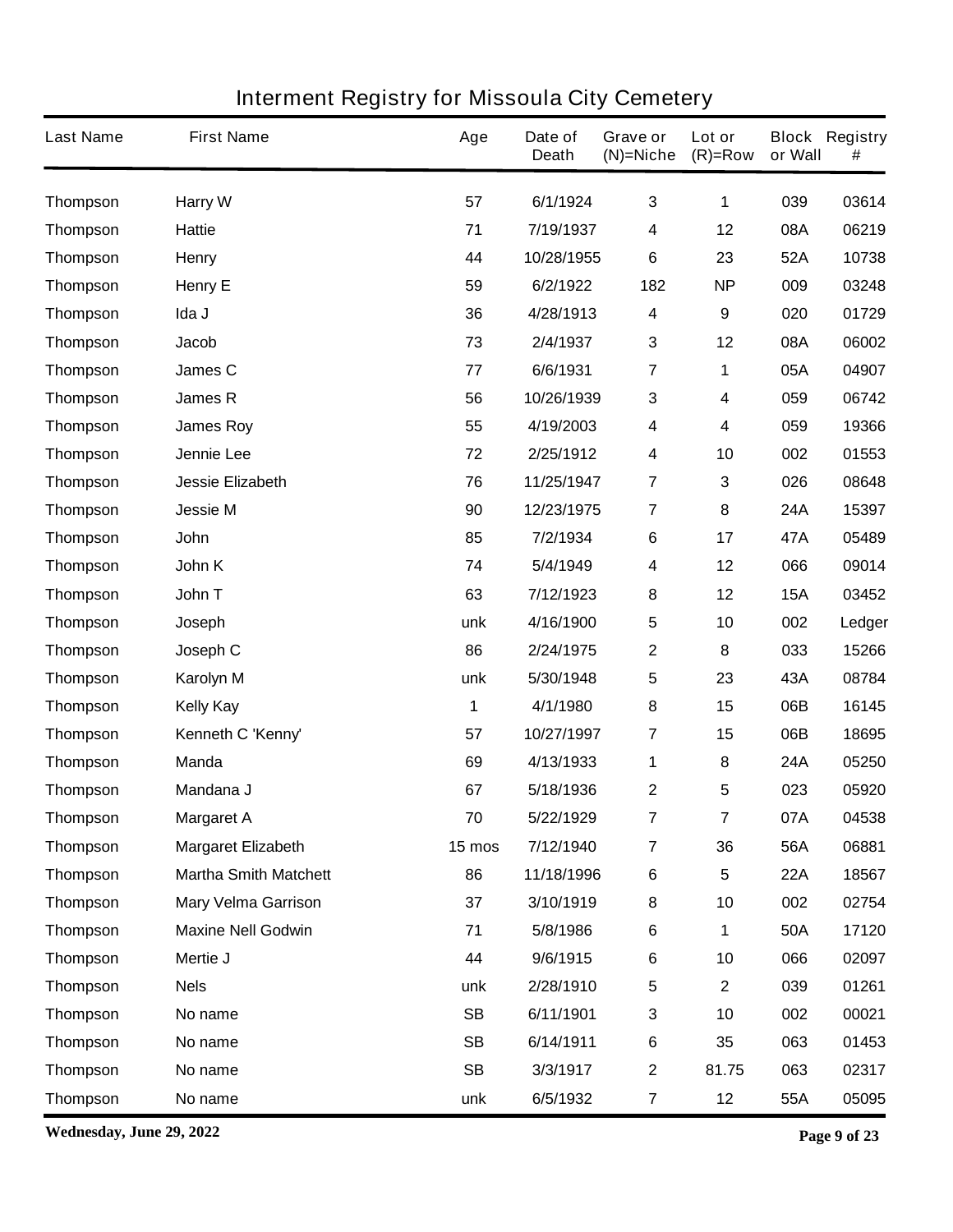# Interment Registry for Missoula City Cemetery

| Last Name | First Name | Age | Date of Death | Grave or (N)=Niche | Lot or (R)=Row | Block or Wall | Registry # |
|---|---|---|---|---|---|---|---|
| Thompson | Harry W | 57 | 6/1/1924 | 3 | 1 | 039 | 03614 |
| Thompson | Hattie | 71 | 7/19/1937 | 4 | 12 | 08A | 06219 |
| Thompson | Henry | 44 | 10/28/1955 | 6 | 23 | 52A | 10738 |
| Thompson | Henry E | 59 | 6/2/1922 | 182 | NP | 009 | 03248 |
| Thompson | Ida J | 36 | 4/28/1913 | 4 | 9 | 020 | 01729 |
| Thompson | Jacob | 73 | 2/4/1937 | 3 | 12 | 08A | 06002 |
| Thompson | James C | 77 | 6/6/1931 | 7 | 1 | 05A | 04907 |
| Thompson | James R | 56 | 10/26/1939 | 3 | 4 | 059 | 06742 |
| Thompson | James Roy | 55 | 4/19/2003 | 4 | 4 | 059 | 19366 |
| Thompson | Jennie Lee | 72 | 2/25/1912 | 4 | 10 | 002 | 01553 |
| Thompson | Jessie Elizabeth | 76 | 11/25/1947 | 7 | 3 | 026 | 08648 |
| Thompson | Jessie M | 90 | 12/23/1975 | 7 | 8 | 24A | 15397 |
| Thompson | John | 85 | 7/2/1934 | 6 | 17 | 47A | 05489 |
| Thompson | John K | 74 | 5/4/1949 | 4 | 12 | 066 | 09014 |
| Thompson | John T | 63 | 7/12/1923 | 8 | 12 | 15A | 03452 |
| Thompson | Joseph | unk | 4/16/1900 | 5 | 10 | 002 | Ledger |
| Thompson | Joseph C | 86 | 2/24/1975 | 2 | 8 | 033 | 15266 |
| Thompson | Karolyn M | unk | 5/30/1948 | 5 | 23 | 43A | 08784 |
| Thompson | Kelly Kay | 1 | 4/1/1980 | 8 | 15 | 06B | 16145 |
| Thompson | Kenneth C 'Kenny' | 57 | 10/27/1997 | 7 | 15 | 06B | 18695 |
| Thompson | Manda | 69 | 4/13/1933 | 1 | 8 | 24A | 05250 |
| Thompson | Mandana J | 67 | 5/18/1936 | 2 | 5 | 023 | 05920 |
| Thompson | Margaret A | 70 | 5/22/1929 | 7 | 7 | 07A | 04538 |
| Thompson | Margaret Elizabeth | 15 mos | 7/12/1940 | 7 | 36 | 56A | 06881 |
| Thompson | Martha Smith Matchett | 86 | 11/18/1996 | 6 | 5 | 22A | 18567 |
| Thompson | Mary Velma Garrison | 37 | 3/10/1919 | 8 | 10 | 002 | 02754 |
| Thompson | Maxine Nell Godwin | 71 | 5/8/1986 | 6 | 1 | 50A | 17120 |
| Thompson | Mertie J | 44 | 9/6/1915 | 6 | 10 | 066 | 02097 |
| Thompson | Nels | unk | 2/28/1910 | 5 | 2 | 039 | 01261 |
| Thompson | No name | SB | 6/11/1901 | 3 | 10 | 002 | 00021 |
| Thompson | No name | SB | 6/14/1911 | 6 | 35 | 063 | 01453 |
| Thompson | No name | SB | 3/3/1917 | 2 | 81.75 | 063 | 02317 |
| Thompson | No name | unk | 6/5/1932 | 7 | 12 | 55A | 05095 |

**Wednesday, June 29, 2022**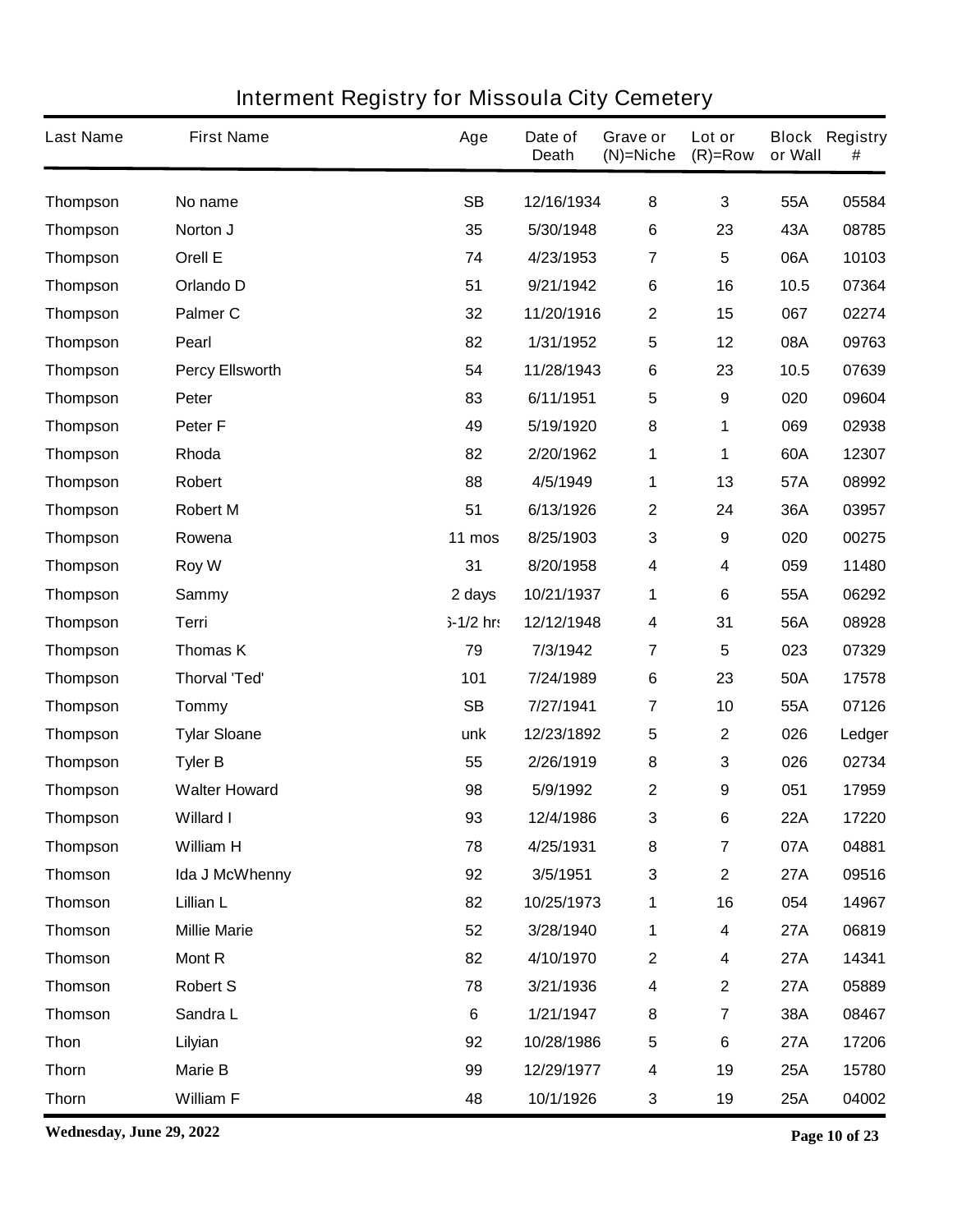# Interment Registry for Missoula City Cemetery

| Last Name | First Name | Age | Date of Death | Grave or (N)=Niche | Lot or (R)=Row | Block or Wall | Registry # |
|---|---|---|---|---|---|---|---|
| Thompson | No name | SB | 12/16/1934 | 8 | 3 | 55A | 05584 |
| Thompson | Norton J | 35 | 5/30/1948 | 6 | 23 | 43A | 08785 |
| Thompson | Orell E | 74 | 4/23/1953 | 7 | 5 | 06A | 10103 |
| Thompson | Orlando D | 51 | 9/21/1942 | 6 | 16 | 10.5 | 07364 |
| Thompson | Palmer C | 32 | 11/20/1916 | 2 | 15 | 067 | 02274 |
| Thompson | Pearl | 82 | 1/31/1952 | 5 | 12 | 08A | 09763 |
| Thompson | Percy Ellsworth | 54 | 11/28/1943 | 6 | 23 | 10.5 | 07639 |
| Thompson | Peter | 83 | 6/11/1951 | 5 | 9 | 020 | 09604 |
| Thompson | Peter F | 49 | 5/19/1920 | 8 | 1 | 069 | 02938 |
| Thompson | Rhoda | 82 | 2/20/1962 | 1 | 1 | 60A | 12307 |
| Thompson | Robert | 88 | 4/5/1949 | 1 | 13 | 57A | 08992 |
| Thompson | Robert M | 51 | 6/13/1926 | 2 | 24 | 36A | 03957 |
| Thompson | Rowena | 11 mos | 8/25/1903 | 3 | 9 | 020 | 00275 |
| Thompson | Roy W | 31 | 8/20/1958 | 4 | 4 | 059 | 11480 |
| Thompson | Sammy | 2 days | 10/21/1937 | 1 | 6 | 55A | 06292 |
| Thompson | Terri | 5-1/2 hrs | 12/12/1948 | 4 | 31 | 56A | 08928 |
| Thompson | Thomas K | 79 | 7/3/1942 | 7 | 5 | 023 | 07329 |
| Thompson | Thorval 'Ted' | 101 | 7/24/1989 | 6 | 23 | 50A | 17578 |
| Thompson | Tommy | SB | 7/27/1941 | 7 | 10 | 55A | 07126 |
| Thompson | Tylar Sloane | unk | 12/23/1892 | 5 | 2 | 026 | Ledger |
| Thompson | Tyler B | 55 | 2/26/1919 | 8 | 3 | 026 | 02734 |
| Thompson | Walter Howard | 98 | 5/9/1992 | 2 | 9 | 051 | 17959 |
| Thompson | Willard I | 93 | 12/4/1986 | 3 | 6 | 22A | 17220 |
| Thompson | William H | 78 | 4/25/1931 | 8 | 7 | 07A | 04881 |
| Thomson | Ida J McWhenny | 92 | 3/5/1951 | 3 | 2 | 27A | 09516 |
| Thomson | Lillian L | 82 | 10/25/1973 | 1 | 16 | 054 | 14967 |
| Thomson | Millie Marie | 52 | 3/28/1940 | 1 | 4 | 27A | 06819 |
| Thomson | Mont R | 82 | 4/10/1970 | 2 | 4 | 27A | 14341 |
| Thomson | Robert S | 78 | 3/21/1936 | 4 | 2 | 27A | 05889 |
| Thomson | Sandra L | 6 | 1/21/1947 | 8 | 7 | 38A | 08467 |
| Thon | Lilyian | 92 | 10/28/1986 | 5 | 6 | 27A | 17206 |
| Thorn | Marie B | 99 | 12/29/1977 | 4 | 19 | 25A | 15780 |
| Thorn | William F | 48 | 10/1/1926 | 3 | 19 | 25A | 04002 |

**Wednesday, June 29, 2022**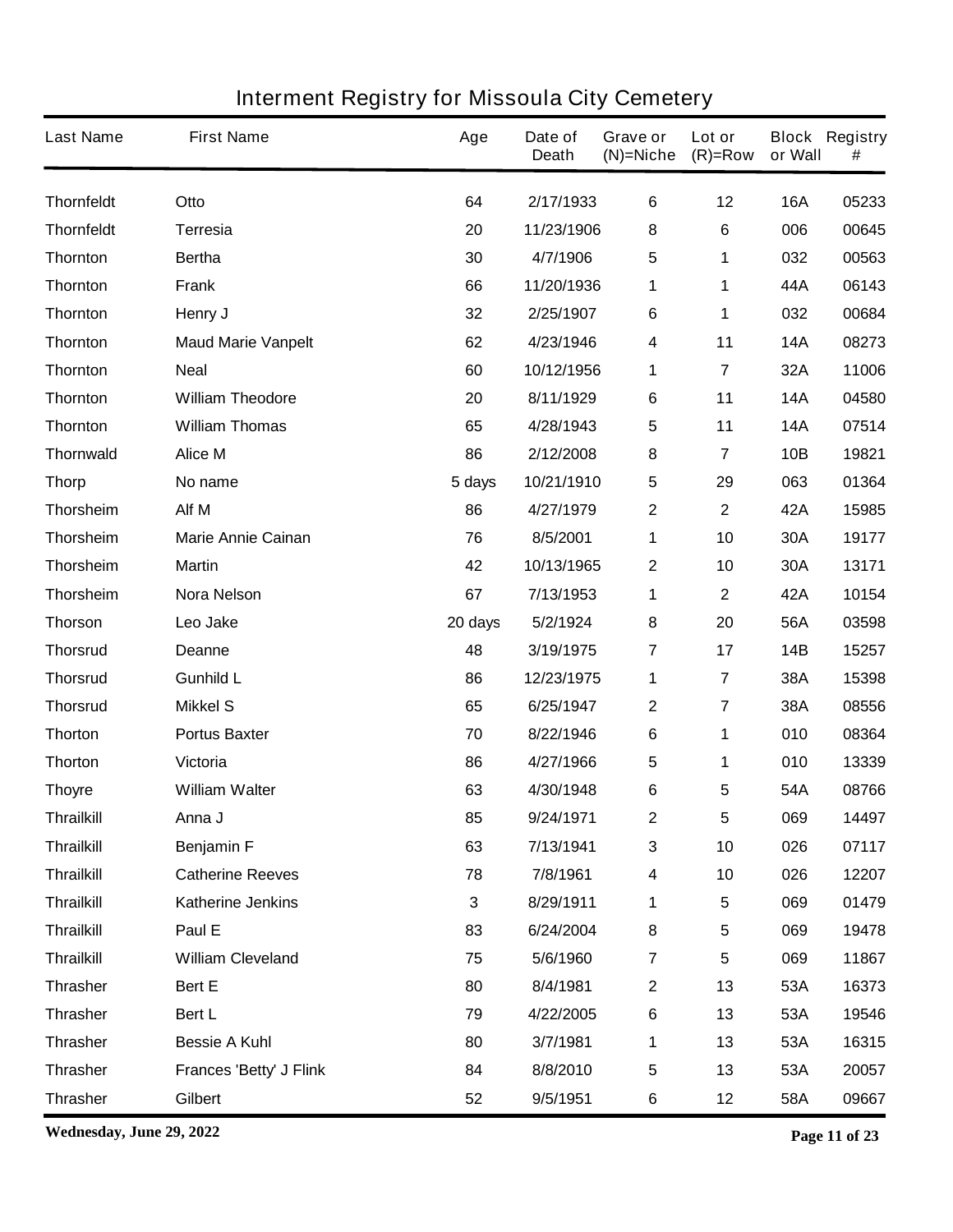# Interment Registry for Missoula City Cemetery

| Last Name | First Name | Age | Date of Death | Grave or (N)=Niche | Lot or (R)=Row | Block or Wall | Registry # |
|---|---|---|---|---|---|---|---|
| Thornfeldt | Otto | 64 | 2/17/1933 | 6 | 12 | 16A | 05233 |
| Thornfeldt | Terresia | 20 | 11/23/1906 | 8 | 6 | 006 | 00645 |
| Thornton | Bertha | 30 | 4/7/1906 | 5 | 1 | 032 | 00563 |
| Thornton | Frank | 66 | 11/20/1936 | 1 | 1 | 44A | 06143 |
| Thornton | Henry J | 32 | 2/25/1907 | 6 | 1 | 032 | 00684 |
| Thornton | Maud Marie Vanpelt | 62 | 4/23/1946 | 4 | 11 | 14A | 08273 |
| Thornton | Neal | 60 | 10/12/1956 | 1 | 7 | 32A | 11006 |
| Thornton | William Theodore | 20 | 8/11/1929 | 6 | 11 | 14A | 04580 |
| Thornton | William Thomas | 65 | 4/28/1943 | 5 | 11 | 14A | 07514 |
| Thornwald | Alice M | 86 | 2/12/2008 | 8 | 7 | 10B | 19821 |
| Thorp | No name | 5 days | 10/21/1910 | 5 | 29 | 063 | 01364 |
| Thorsheim | Alf M | 86 | 4/27/1979 | 2 | 2 | 42A | 15985 |
| Thorsheim | Marie Annie Cainan | 76 | 8/5/2001 | 1 | 10 | 30A | 19177 |
| Thorsheim | Martin | 42 | 10/13/1965 | 2 | 10 | 30A | 13171 |
| Thorsheim | Nora Nelson | 67 | 7/13/1953 | 1 | 2 | 42A | 10154 |
| Thorson | Leo Jake | 20 days | 5/2/1924 | 8 | 20 | 56A | 03598 |
| Thorsrud | Deanne | 48 | 3/19/1975 | 7 | 17 | 14B | 15257 |
| Thorsrud | Gunhild L | 86 | 12/23/1975 | 1 | 7 | 38A | 15398 |
| Thorsrud | Mikkel S | 65 | 6/25/1947 | 2 | 7 | 38A | 08556 |
| Thorton | Portus Baxter | 70 | 8/22/1946 | 6 | 1 | 010 | 08364 |
| Thorton | Victoria | 86 | 4/27/1966 | 5 | 1 | 010 | 13339 |
| Thoyre | William Walter | 63 | 4/30/1948 | 6 | 5 | 54A | 08766 |
| Thrailkill | Anna J | 85 | 9/24/1971 | 2 | 5 | 069 | 14497 |
| Thrailkill | Benjamin F | 63 | 7/13/1941 | 3 | 10 | 026 | 07117 |
| Thrailkill | Catherine Reeves | 78 | 7/8/1961 | 4 | 10 | 026 | 12207 |
| Thrailkill | Katherine Jenkins | 3 | 8/29/1911 | 1 | 5 | 069 | 01479 |
| Thrailkill | Paul E | 83 | 6/24/2004 | 8 | 5 | 069 | 19478 |
| Thrailkill | William Cleveland | 75 | 5/6/1960 | 7 | 5 | 069 | 11867 |
| Thrasher | Bert E | 80 | 8/4/1981 | 2 | 13 | 53A | 16373 |
| Thrasher | Bert L | 79 | 4/22/2005 | 6 | 13 | 53A | 19546 |
| Thrasher | Bessie A Kuhl | 80 | 3/7/1981 | 1 | 13 | 53A | 16315 |
| Thrasher | Frances 'Betty' J Flink | 84 | 8/8/2010 | 5 | 13 | 53A | 20057 |
| Thrasher | Gilbert | 52 | 9/5/1951 | 6 | 12 | 58A | 09667 |

**Wednesday, June 29, 2022**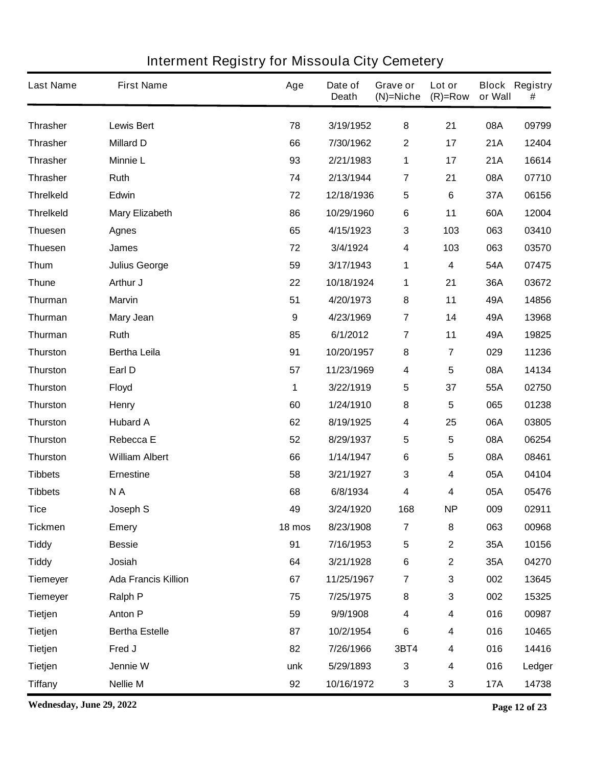# Interment Registry for Missoula City Cemetery

| Last Name | First Name | Age | Date of Death | Grave or (N)=Niche | Lot or (R)=Row | Block or Wall | Registry # |
|---|---|---|---|---|---|---|---|
| Thrasher | Lewis Bert | 78 | 3/19/1952 | 8 | 21 | 08A | 09799 |
| Thrasher | Millard D | 66 | 7/30/1962 | 2 | 17 | 21A | 12404 |
| Thrasher | Minnie L | 93 | 2/21/1983 | 1 | 17 | 21A | 16614 |
| Thrasher | Ruth | 74 | 2/13/1944 | 7 | 21 | 08A | 07710 |
| Threlkeld | Edwin | 72 | 12/18/1936 | 5 | 6 | 37A | 06156 |
| Threlkeld | Mary Elizabeth | 86 | 10/29/1960 | 6 | 11 | 60A | 12004 |
| Thuesen | Agnes | 65 | 4/15/1923 | 3 | 103 | 063 | 03410 |
| Thuesen | James | 72 | 3/4/1924 | 4 | 103 | 063 | 03570 |
| Thum | Julius George | 59 | 3/17/1943 | 1 | 4 | 54A | 07475 |
| Thune | Arthur J | 22 | 10/18/1924 | 1 | 21 | 36A | 03672 |
| Thurman | Marvin | 51 | 4/20/1973 | 8 | 11 | 49A | 14856 |
| Thurman | Mary Jean | 9 | 4/23/1969 | 7 | 14 | 49A | 13968 |
| Thurman | Ruth | 85 | 6/1/2012 | 7 | 11 | 49A | 19825 |
| Thurston | Bertha Leila | 91 | 10/20/1957 | 8 | 7 | 029 | 11236 |
| Thurston | Earl D | 57 | 11/23/1969 | 4 | 5 | 08A | 14134 |
| Thurston | Floyd | 1 | 3/22/1919 | 5 | 37 | 55A | 02750 |
| Thurston | Henry | 60 | 1/24/1910 | 8 | 5 | 065 | 01238 |
| Thurston | Hubard A | 62 | 8/19/1925 | 4 | 25 | 06A | 03805 |
| Thurston | Rebecca E | 52 | 8/29/1937 | 5 | 5 | 08A | 06254 |
| Thurston | William Albert | 66 | 1/14/1947 | 6 | 5 | 08A | 08461 |
| Tibbets | Ernestine | 58 | 3/21/1927 | 3 | 4 | 05A | 04104 |
| Tibbets | N A | 68 | 6/8/1934 | 4 | 4 | 05A | 05476 |
| Tice | Joseph S | 49 | 3/24/1920 | 168 | NP | 009 | 02911 |
| Tickmen | Emery | 18 mos | 8/23/1908 | 7 | 8 | 063 | 00968 |
| Tiddy | Bessie | 91 | 7/16/1953 | 5 | 2 | 35A | 10156 |
| Tiddy | Josiah | 64 | 3/21/1928 | 6 | 2 | 35A | 04270 |
| Tiemeyer | Ada Francis Killion | 67 | 11/25/1967 | 7 | 3 | 002 | 13645 |
| Tiemeyer | Ralph P | 75 | 7/25/1975 | 8 | 3 | 002 | 15325 |
| Tietjen | Anton P | 59 | 9/9/1908 | 4 | 4 | 016 | 00987 |
| Tietjen | Bertha Estelle | 87 | 10/2/1954 | 6 | 4 | 016 | 10465 |
| Tietjen | Fred J | 82 | 7/26/1966 | 3BT4 | 4 | 016 | 14416 |
| Tietjen | Jennie W | unk | 5/29/1893 | 3 | 4 | 016 | Ledger |
| Tiffany | Nellie M | 92 | 10/16/1972 | 3 | 3 | 17A | 14738 |

**Wednesday, June 29, 2022**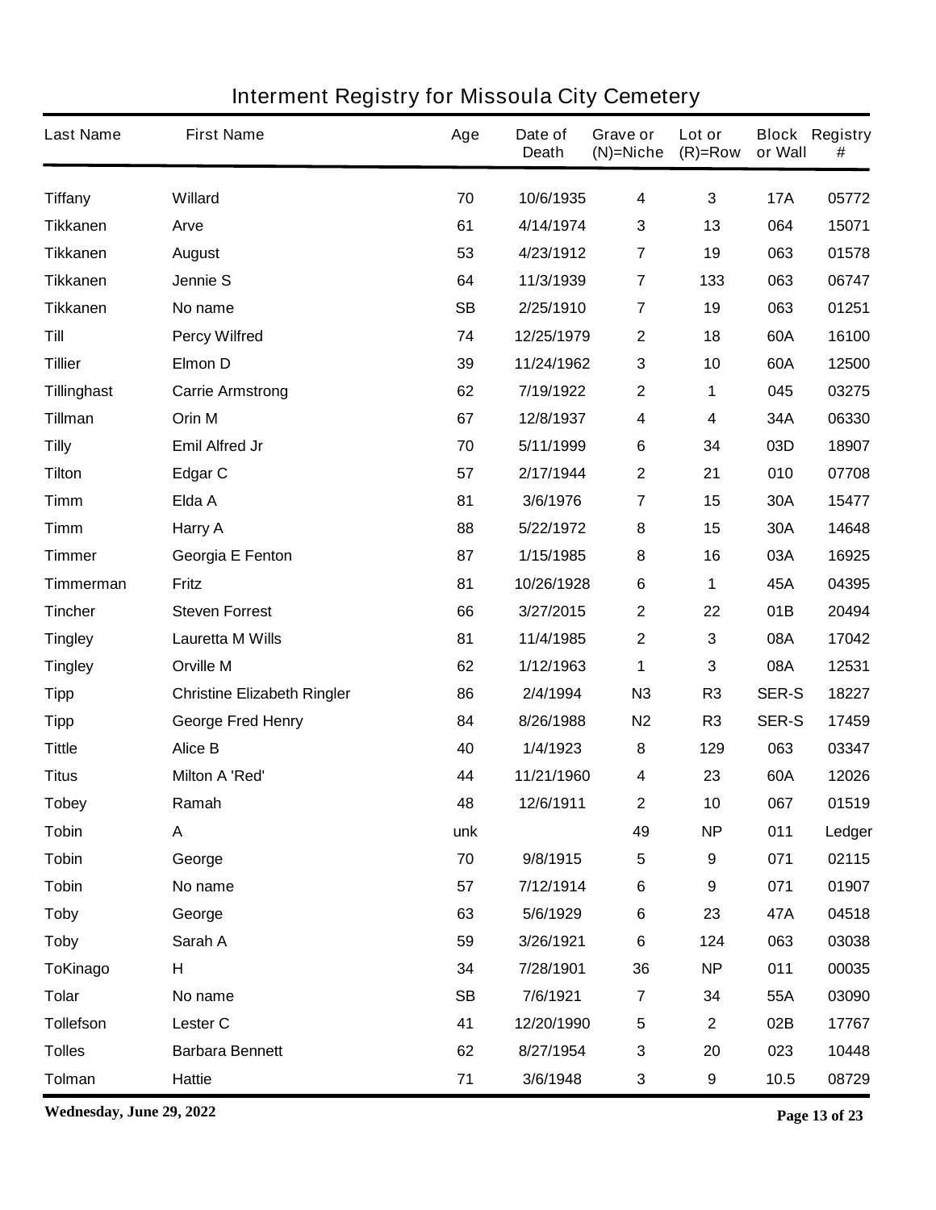# Interment Registry for Missoula City Cemetery

| Last Name | First Name | Age | Date of Death | Grave or (N)=Niche | Lot or (R)=Row | Block or Wall | Registry # |
|---|---|---|---|---|---|---|---|
| Tiffany | Willard | 70 | 10/6/1935 | 4 | 3 | 17A | 05772 |
| Tikkanen | Arve | 61 | 4/14/1974 | 3 | 13 | 064 | 15071 |
| Tikkanen | August | 53 | 4/23/1912 | 7 | 19 | 063 | 01578 |
| Tikkanen | Jennie S | 64 | 11/3/1939 | 7 | 133 | 063 | 06747 |
| Tikkanen | No name | SB | 2/25/1910 | 7 | 19 | 063 | 01251 |
| Till | Percy Wilfred | 74 | 12/25/1979 | 2 | 18 | 60A | 16100 |
| Tillier | Elmon D | 39 | 11/24/1962 | 3 | 10 | 60A | 12500 |
| Tillinghast | Carrie Armstrong | 62 | 7/19/1922 | 2 | 1 | 045 | 03275 |
| Tillman | Orin M | 67 | 12/8/1937 | 4 | 4 | 34A | 06330 |
| Tilly | Emil Alfred Jr | 70 | 5/11/1999 | 6 | 34 | 03D | 18907 |
| Tilton | Edgar C | 57 | 2/17/1944 | 2 | 21 | 010 | 07708 |
| Timm | Elda A | 81 | 3/6/1976 | 7 | 15 | 30A | 15477 |
| Timm | Harry A | 88 | 5/22/1972 | 8 | 15 | 30A | 14648 |
| Timmer | Georgia E Fenton | 87 | 1/15/1985 | 8 | 16 | 03A | 16925 |
| Timmerman | Fritz | 81 | 10/26/1928 | 6 | 1 | 45A | 04395 |
| Tincher | Steven Forrest | 66 | 3/27/2015 | 2 | 22 | 01B | 20494 |
| Tingley | Lauretta M Wills | 81 | 11/4/1985 | 2 | 3 | 08A | 17042 |
| Tingley | Orville M | 62 | 1/12/1963 | 1 | 3 | 08A | 12531 |
| Tipp | Christine Elizabeth Ringler | 86 | 2/4/1994 | N3 | R3 | SER-S | 18227 |
| Tipp | George Fred Henry | 84 | 8/26/1988 | N2 | R3 | SER-S | 17459 |
| Tittle | Alice B | 40 | 1/4/1923 | 8 | 129 | 063 | 03347 |
| Titus | Milton A 'Red' | 44 | 11/21/1960 | 4 | 23 | 60A | 12026 |
| Tobey | Ramah | 48 | 12/6/1911 | 2 | 10 | 067 | 01519 |
| Tobin | A | unk | | 49 | NP | 011 | Ledger |
| Tobin | George | 70 | 9/8/1915 | 5 | 9 | 071 | 02115 |
| Tobin | No name | 57 | 7/12/1914 | 6 | 9 | 071 | 01907 |
| Toby | George | 63 | 5/6/1929 | 6 | 23 | 47A | 04518 |
| Toby | Sarah A | 59 | 3/26/1921 | 6 | 124 | 063 | 03038 |
| ToKinago | H | 34 | 7/28/1901 | 36 | NP | 011 | 00035 |
| Tolar | No name | SB | 7/6/1921 | 7 | 34 | 55A | 03090 |
| Tollefson | Lester C | 41 | 12/20/1990 | 5 | 2 | 02B | 17767 |
| Tolles | Barbara Bennett | 62 | 8/27/1954 | 3 | 20 | 023 | 10448 |
| Tolman | Hattie | 71 | 3/6/1948 | 3 | 9 | 10.5 | 08729 |

**Wednesday, June 29, 2022**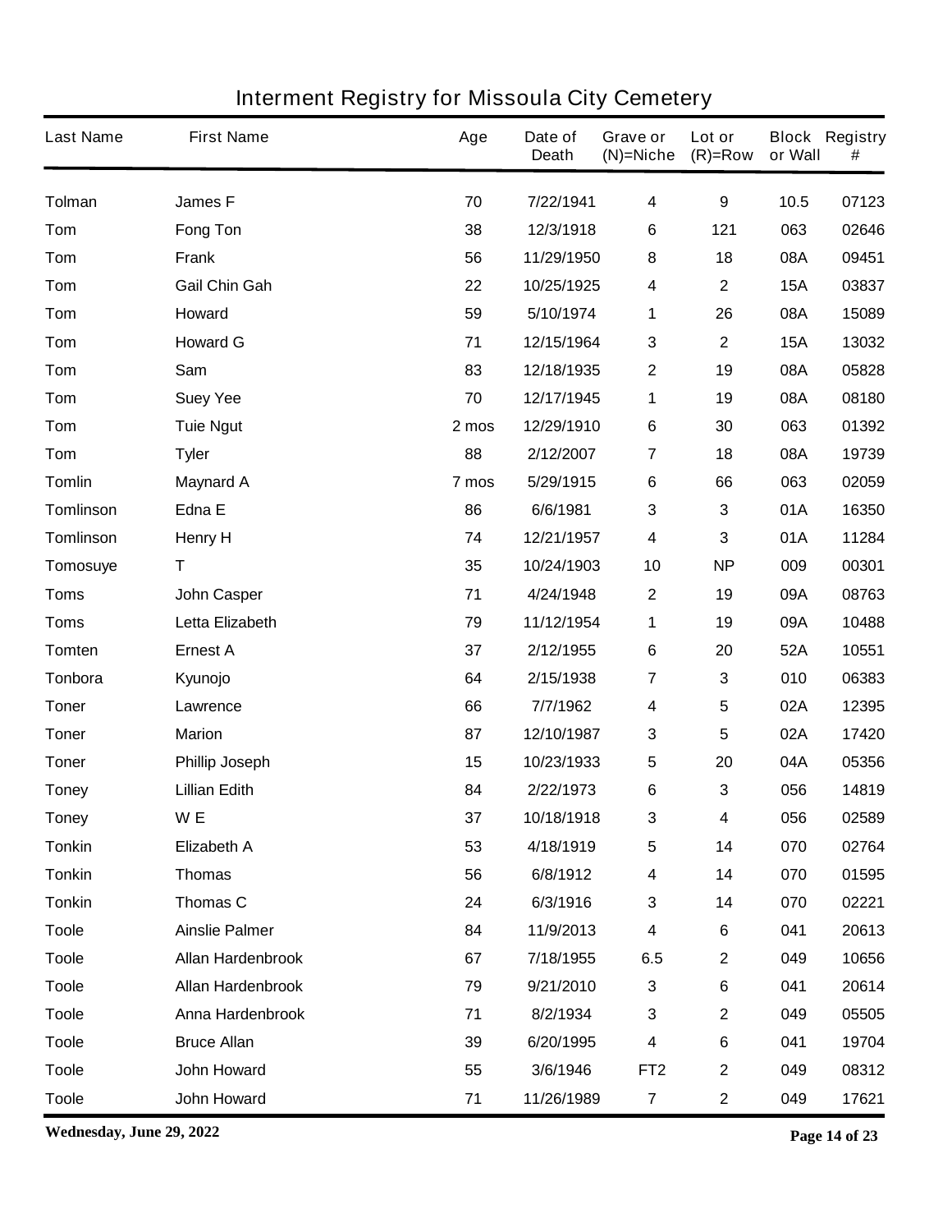# Interment Registry for Missoula City Cemetery

| Last Name | First Name | Age | Date of Death | Grave or (N)=Niche | Lot or (R)=Row | Block or Wall | Registry # |
|---|---|---|---|---|---|---|---|
| Tolman | James F | 70 | 7/22/1941 | 4 | 9 | 10.5 | 07123 |
| Tom | Fong Ton | 38 | 12/3/1918 | 6 | 121 | 063 | 02646 |
| Tom | Frank | 56 | 11/29/1950 | 8 | 18 | 08A | 09451 |
| Tom | Gail Chin Gah | 22 | 10/25/1925 | 4 | 2 | 15A | 03837 |
| Tom | Howard | 59 | 5/10/1974 | 1 | 26 | 08A | 15089 |
| Tom | Howard G | 71 | 12/15/1964 | 3 | 2 | 15A | 13032 |
| Tom | Sam | 83 | 12/18/1935 | 2 | 19 | 08A | 05828 |
| Tom | Suey Yee | 70 | 12/17/1945 | 1 | 19 | 08A | 08180 |
| Tom | Tuie Ngut | 2 mos | 12/29/1910 | 6 | 30 | 063 | 01392 |
| Tom | Tyler | 88 | 2/12/2007 | 7 | 18 | 08A | 19739 |
| Tomlin | Maynard A | 7 mos | 5/29/1915 | 6 | 66 | 063 | 02059 |
| Tomlinson | Edna E | 86 | 6/6/1981 | 3 | 3 | 01A | 16350 |
| Tomlinson | Henry H | 74 | 12/21/1957 | 4 | 3 | 01A | 11284 |
| Tomosuye | T | 35 | 10/24/1903 | 10 | NP | 009 | 00301 |
| Toms | John Casper | 71 | 4/24/1948 | 2 | 19 | 09A | 08763 |
| Toms | Letta Elizabeth | 79 | 11/12/1954 | 1 | 19 | 09A | 10488 |
| Tomten | Ernest A | 37 | 2/12/1955 | 6 | 20 | 52A | 10551 |
| Tonbora | Kyunojo | 64 | 2/15/1938 | 7 | 3 | 010 | 06383 |
| Toner | Lawrence | 66 | 7/7/1962 | 4 | 5 | 02A | 12395 |
| Toner | Marion | 87 | 12/10/1987 | 3 | 5 | 02A | 17420 |
| Toner | Phillip Joseph | 15 | 10/23/1933 | 5 | 20 | 04A | 05356 |
| Toney | Lillian Edith | 84 | 2/22/1973 | 6 | 3 | 056 | 14819 |
| Toney | W E | 37 | 10/18/1918 | 3 | 4 | 056 | 02589 |
| Tonkin | Elizabeth A | 53 | 4/18/1919 | 5 | 14 | 070 | 02764 |
| Tonkin | Thomas | 56 | 6/8/1912 | 4 | 14 | 070 | 01595 |
| Tonkin | Thomas C | 24 | 6/3/1916 | 3 | 14 | 070 | 02221 |
| Toole | Ainslie Palmer | 84 | 11/9/2013 | 4 | 6 | 041 | 20613 |
| Toole | Allan Hardenbrook | 67 | 7/18/1955 | 6.5 | 2 | 049 | 10656 |
| Toole | Allan Hardenbrook | 79 | 9/21/2010 | 3 | 6 | 041 | 20614 |
| Toole | Anna Hardenbrook | 71 | 8/2/1934 | 3 | 2 | 049 | 05505 |
| Toole | Bruce Allan | 39 | 6/20/1995 | 4 | 6 | 041 | 19704 |
| Toole | John Howard | 55 | 3/6/1946 | FT2 | 2 | 049 | 08312 |
| Toole | John Howard | 71 | 11/26/1989 | 7 | 2 | 049 | 17621 |

**Wednesday, June 29, 2022**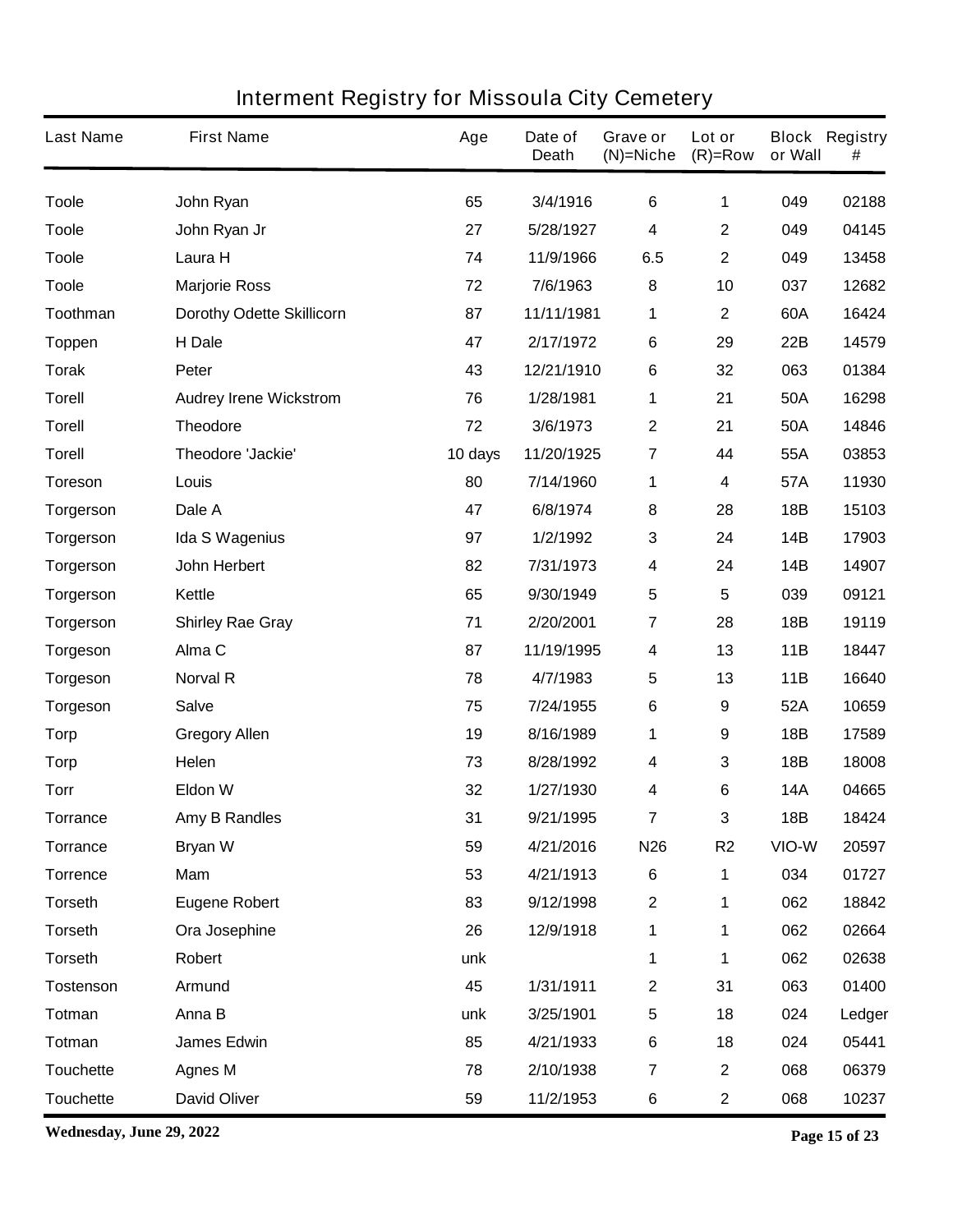# Interment Registry for Missoula City Cemetery

| Last Name | First Name | Age | Date of Death | Grave or (N)=Niche | Lot or (R)=Row | Block or Wall | Registry # |
|---|---|---|---|---|---|---|---|
| Toole | John Ryan | 65 | 3/4/1916 | 6 | 1 | 049 | 02188 |
| Toole | John Ryan Jr | 27 | 5/28/1927 | 4 | 2 | 049 | 04145 |
| Toole | Laura H | 74 | 11/9/1966 | 6.5 | 2 | 049 | 13458 |
| Toole | Marjorie Ross | 72 | 7/6/1963 | 8 | 10 | 037 | 12682 |
| Toothman | Dorothy Odette Skillicorn | 87 | 11/11/1981 | 1 | 2 | 60A | 16424 |
| Toppen | H Dale | 47 | 2/17/1972 | 6 | 29 | 22B | 14579 |
| Torak | Peter | 43 | 12/21/1910 | 6 | 32 | 063 | 01384 |
| Torell | Audrey Irene Wickstrom | 76 | 1/28/1981 | 1 | 21 | 50A | 16298 |
| Torell | Theodore | 72 | 3/6/1973 | 2 | 21 | 50A | 14846 |
| Torell | Theodore 'Jackie' | 10 days | 11/20/1925 | 7 | 44 | 55A | 03853 |
| Toreson | Louis | 80 | 7/14/1960 | 1 | 4 | 57A | 11930 |
| Torgerson | Dale A | 47 | 6/8/1974 | 8 | 28 | 18B | 15103 |
| Torgerson | Ida S Wagenius | 97 | 1/2/1992 | 3 | 24 | 14B | 17903 |
| Torgerson | John Herbert | 82 | 7/31/1973 | 4 | 24 | 14B | 14907 |
| Torgerson | Kettle | 65 | 9/30/1949 | 5 | 5 | 039 | 09121 |
| Torgerson | Shirley Rae Gray | 71 | 2/20/2001 | 7 | 28 | 18B | 19119 |
| Torgeson | Alma C | 87 | 11/19/1995 | 4 | 13 | 11B | 18447 |
| Torgeson | Norval R | 78 | 4/7/1983 | 5 | 13 | 11B | 16640 |
| Torgeson | Salve | 75 | 7/24/1955 | 6 | 9 | 52A | 10659 |
| Torp | Gregory Allen | 19 | 8/16/1989 | 1 | 9 | 18B | 17589 |
| Torp | Helen | 73 | 8/28/1992 | 4 | 3 | 18B | 18008 |
| Torr | Eldon W | 32 | 1/27/1930 | 4 | 6 | 14A | 04665 |
| Torrance | Amy B Randles | 31 | 9/21/1995 | 7 | 3 | 18B | 18424 |
| Torrance | Bryan W | 59 | 4/21/2016 | N26 | R2 | VIO-W | 20597 |
| Torrence | Mam | 53 | 4/21/1913 | 6 | 1 | 034 | 01727 |
| Torseth | Eugene Robert | 83 | 9/12/1998 | 2 | 1 | 062 | 18842 |
| Torseth | Ora Josephine | 26 | 12/9/1918 | 1 | 1 | 062 | 02664 |
| Torseth | Robert | unk | | 1 | 1 | 062 | 02638 |
| Tostenson | Armund | 45 | 1/31/1911 | 2 | 31 | 063 | 01400 |
| Totman | Anna B | unk | 3/25/1901 | 5 | 18 | 024 | Ledger |
| Totman | James Edwin | 85 | 4/21/1933 | 6 | 18 | 024 | 05441 |
| Touchette | Agnes M | 78 | 2/10/1938 | 7 | 2 | 068 | 06379 |
| Touchette | David Oliver | 59 | 11/2/1953 | 6 | 2 | 068 | 10237 |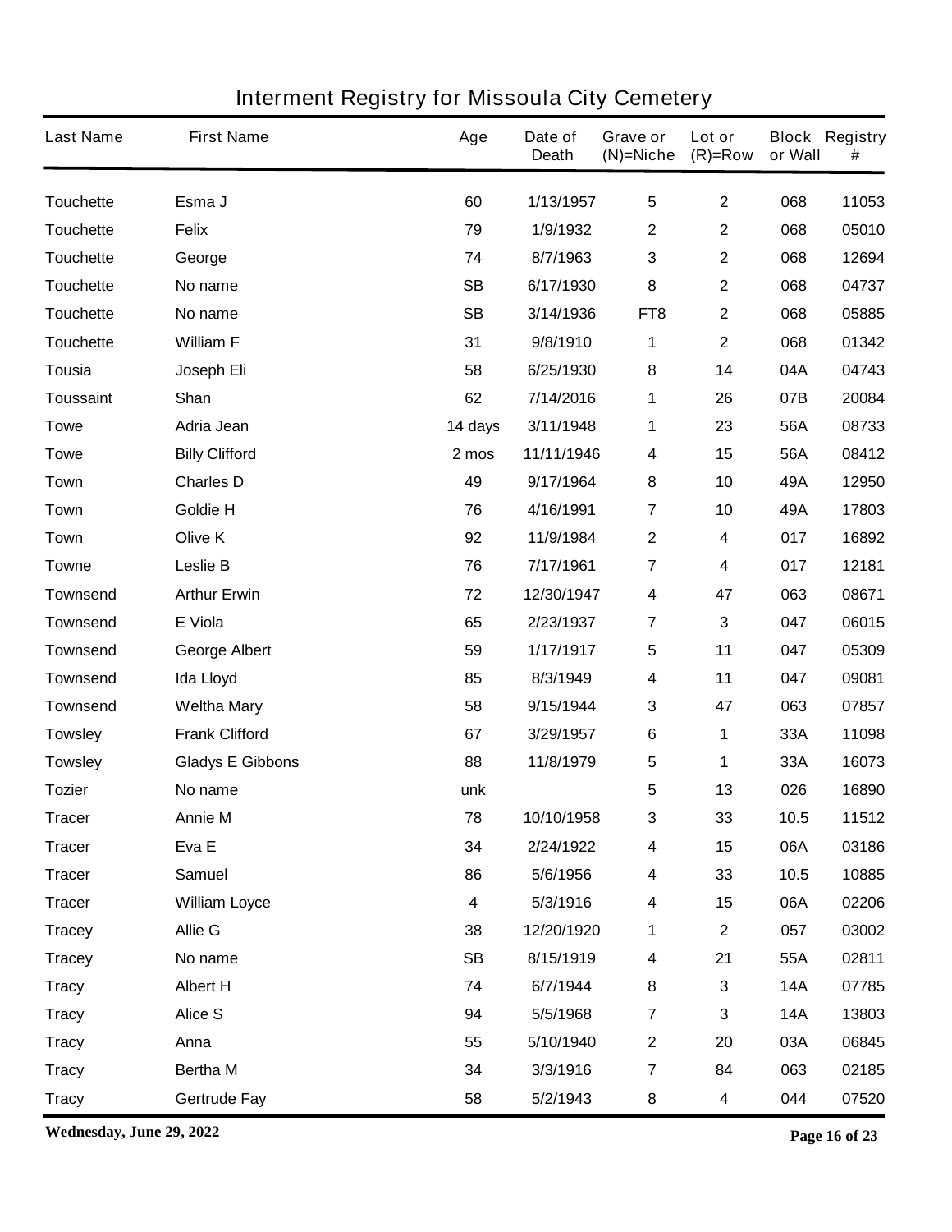# Interment Registry for Missoula City Cemetery

| Last Name | First Name | Age | Date of Death | Grave or (N)=Niche | Lot or (R)=Row | Block or Wall | Registry # |
|---|---|---|---|---|---|---|---|
| Touchette | Esma J | 60 | 1/13/1957 | 5 | 2 | 068 | 11053 |
| Touchette | Felix | 79 | 1/9/1932 | 2 | 2 | 068 | 05010 |
| Touchette | George | 74 | 8/7/1963 | 3 | 2 | 068 | 12694 |
| Touchette | No name | SB | 6/17/1930 | 8 | 2 | 068 | 04737 |
| Touchette | No name | SB | 3/14/1936 | FT8 | 2 | 068 | 05885 |
| Touchette | William F | 31 | 9/8/1910 | 1 | 2 | 068 | 01342 |
| Tousia | Joseph Eli | 58 | 6/25/1930 | 8 | 14 | 04A | 04743 |
| Toussaint | Shan | 62 | 7/14/2016 | 1 | 26 | 07B | 20084 |
| Towe | Adria Jean | 14 days | 3/11/1948 | 1 | 23 | 56A | 08733 |
| Towe | Billy Clifford | 2 mos | 11/11/1946 | 4 | 15 | 56A | 08412 |
| Town | Charles D | 49 | 9/17/1964 | 8 | 10 | 49A | 12950 |
| Town | Goldie H | 76 | 4/16/1991 | 7 | 10 | 49A | 17803 |
| Town | Olive K | 92 | 11/9/1984 | 2 | 4 | 017 | 16892 |
| Towne | Leslie B | 76 | 7/17/1961 | 7 | 4 | 017 | 12181 |
| Townsend | Arthur Erwin | 72 | 12/30/1947 | 4 | 47 | 063 | 08671 |
| Townsend | E Viola | 65 | 2/23/1937 | 7 | 3 | 047 | 06015 |
| Townsend | George Albert | 59 | 1/17/1917 | 5 | 11 | 047 | 05309 |
| Townsend | Ida Lloyd | 85 | 8/3/1949 | 4 | 11 | 047 | 09081 |
| Townsend | Weltha Mary | 58 | 9/15/1944 | 3 | 47 | 063 | 07857 |
| Towsley | Frank Clifford | 67 | 3/29/1957 | 6 | 1 | 33A | 11098 |
| Towsley | Gladys E Gibbons | 88 | 11/8/1979 | 5 | 1 | 33A | 16073 |
| Tozier | No name | unk | | 5 | 13 | 026 | 16890 |
| Tracer | Annie M | 78 | 10/10/1958 | 3 | 33 | 10.5 | 11512 |
| Tracer | Eva E | 34 | 2/24/1922 | 4 | 15 | 06A | 03186 |
| Tracer | Samuel | 86 | 5/6/1956 | 4 | 33 | 10.5 | 10885 |
| Tracer | William Loyce | 4 | 5/3/1916 | 4 | 15 | 06A | 02206 |
| Tracey | Allie G | 38 | 12/20/1920 | 1 | 2 | 057 | 03002 |
| Tracey | No name | SB | 8/15/1919 | 4 | 21 | 55A | 02811 |
| Tracy | Albert H | 74 | 6/7/1944 | 8 | 3 | 14A | 07785 |
| Tracy | Alice S | 94 | 5/5/1968 | 7 | 3 | 14A | 13803 |
| Tracy | Anna | 55 | 5/10/1940 | 2 | 20 | 03A | 06845 |
| Tracy | Bertha M | 34 | 3/3/1916 | 7 | 84 | 063 | 02185 |
| Tracy | Gertrude Fay | 58 | 5/2/1943 | 8 | 4 | 044 | 07520 |

**Wednesday, June 29, 2022**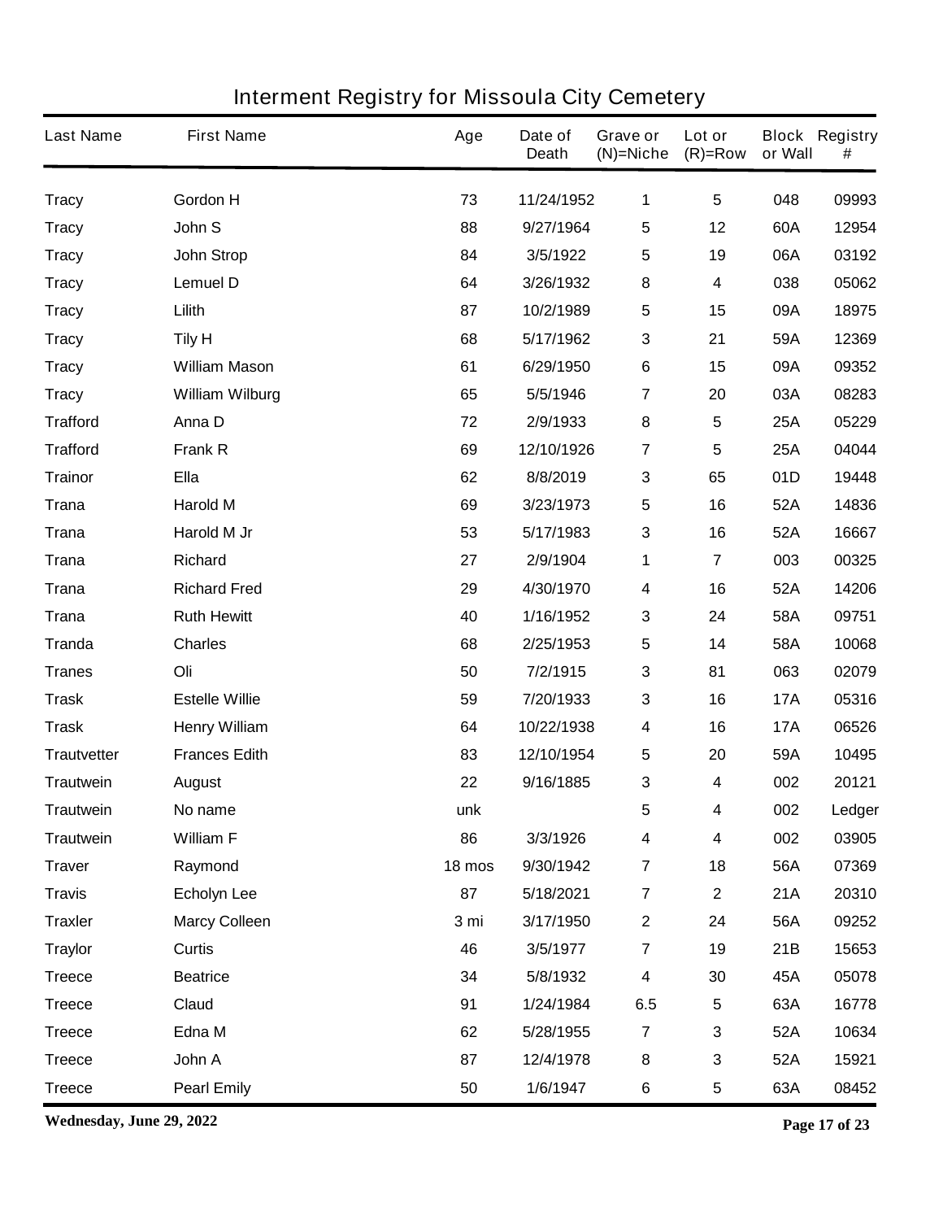# Interment Registry for Missoula City Cemetery

| Last Name | First Name | Age | Date of Death | Grave or (N)=Niche | Lot or (R)=Row | Block or Wall | Registry # |
|---|---|---|---|---|---|---|---|
| Tracy | Gordon H | 73 | 11/24/1952 | 1 | 5 | 048 | 09993 |
| Tracy | John S | 88 | 9/27/1964 | 5 | 12 | 60A | 12954 |
| Tracy | John Strop | 84 | 3/5/1922 | 5 | 19 | 06A | 03192 |
| Tracy | Lemuel D | 64 | 3/26/1932 | 8 | 4 | 038 | 05062 |
| Tracy | Lilith | 87 | 10/2/1989 | 5 | 15 | 09A | 18975 |
| Tracy | Tily H | 68 | 5/17/1962 | 3 | 21 | 59A | 12369 |
| Tracy | William Mason | 61 | 6/29/1950 | 6 | 15 | 09A | 09352 |
| Tracy | William Wilburg | 65 | 5/5/1946 | 7 | 20 | 03A | 08283 |
| Trafford | Anna D | 72 | 2/9/1933 | 8 | 5 | 25A | 05229 |
| Trafford | Frank R | 69 | 12/10/1926 | 7 | 5 | 25A | 04044 |
| Trainor | Ella | 62 | 8/8/2019 | 3 | 65 | 01D | 19448 |
| Trana | Harold M | 69 | 3/23/1973 | 5 | 16 | 52A | 14836 |
| Trana | Harold M Jr | 53 | 5/17/1983 | 3 | 16 | 52A | 16667 |
| Trana | Richard | 27 | 2/9/1904 | 1 | 7 | 003 | 00325 |
| Trana | Richard Fred | 29 | 4/30/1970 | 4 | 16 | 52A | 14206 |
| Trana | Ruth Hewitt | 40 | 1/16/1952 | 3 | 24 | 58A | 09751 |
| Tranda | Charles | 68 | 2/25/1953 | 5 | 14 | 58A | 10068 |
| Tranes | Oli | 50 | 7/2/1915 | 3 | 81 | 063 | 02079 |
| Trask | Estelle Willie | 59 | 7/20/1933 | 3 | 16 | 17A | 05316 |
| Trask | Henry William | 64 | 10/22/1938 | 4 | 16 | 17A | 06526 |
| Trautvetter | Frances Edith | 83 | 12/10/1954 | 5 | 20 | 59A | 10495 |
| Trautwein | August | 22 | 9/16/1885 | 3 | 4 | 002 | 20121 |
| Trautwein | No name | unk | | 5 | 4 | 002 | Ledger |
| Trautwein | William F | 86 | 3/3/1926 | 4 | 4 | 002 | 03905 |
| Traver | Raymond | 18 mos | 9/30/1942 | 7 | 18 | 56A | 07369 |
| Travis | Echolyn Lee | 87 | 5/18/2021 | 7 | 2 | 21A | 20310 |
| Traxler | Marcy Colleen | 3 mi | 3/17/1950 | 2 | 24 | 56A | 09252 |
| Traylor | Curtis | 46 | 3/5/1977 | 7 | 19 | 21B | 15653 |
| Treece | Beatrice | 34 | 5/8/1932 | 4 | 30 | 45A | 05078 |
| Treece | Claud | 91 | 1/24/1984 | 6.5 | 5 | 63A | 16778 |
| Treece | Edna M | 62 | 5/28/1955 | 7 | 3 | 52A | 10634 |
| Treece | John A | 87 | 12/4/1978 | 8 | 3 | 52A | 15921 |
| Treece | Pearl Emily | 50 | 1/6/1947 | 6 | 5 | 63A | 08452 |

**Wednesday, June 29, 2022**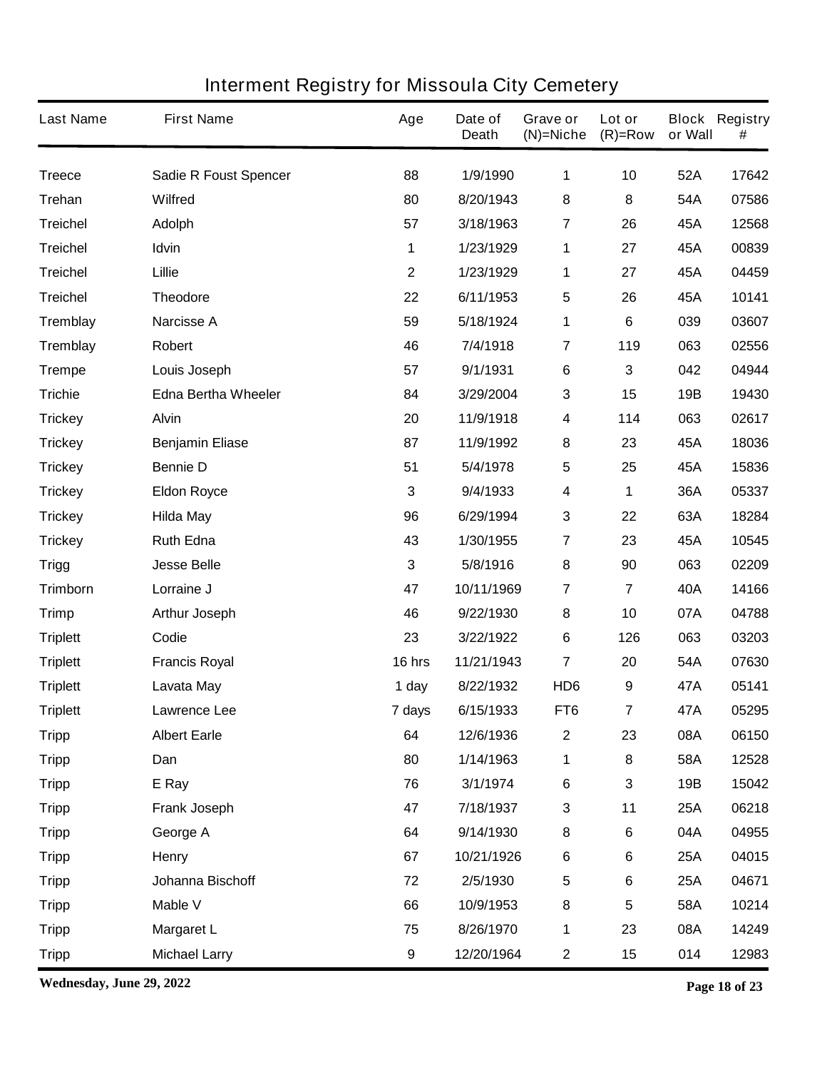# Interment Registry for Missoula City Cemetery

| Last Name | First Name | Age | Date of Death | Grave or (N)=Niche | Lot or (R)=Row | Block or Wall | Registry # |
|---|---|---|---|---|---|---|---|
| Treece | Sadie R Foust Spencer | 88 | 1/9/1990 | 1 | 10 | 52A | 17642 |
| Trehan | Wilfred | 80 | 8/20/1943 | 8 | 8 | 54A | 07586 |
| Treichel | Adolph | 57 | 3/18/1963 | 7 | 26 | 45A | 12568 |
| Treichel | Idvin | 1 | 1/23/1929 | 1 | 27 | 45A | 00839 |
| Treichel | Lillie | 2 | 1/23/1929 | 1 | 27 | 45A | 04459 |
| Treichel | Theodore | 22 | 6/11/1953 | 5 | 26 | 45A | 10141 |
| Tremblay | Narcisse A | 59 | 5/18/1924 | 1 | 6 | 039 | 03607 |
| Tremblay | Robert | 46 | 7/4/1918 | 7 | 119 | 063 | 02556 |
| Trempe | Louis Joseph | 57 | 9/1/1931 | 6 | 3 | 042 | 04944 |
| Trichie | Edna Bertha Wheeler | 84 | 3/29/2004 | 3 | 15 | 19B | 19430 |
| Trickey | Alvin | 20 | 11/9/1918 | 4 | 114 | 063 | 02617 |
| Trickey | Benjamin Eliase | 87 | 11/9/1992 | 8 | 23 | 45A | 18036 |
| Trickey | Bennie D | 51 | 5/4/1978 | 5 | 25 | 45A | 15836 |
| Trickey | Eldon Royce | 3 | 9/4/1933 | 4 | 1 | 36A | 05337 |
| Trickey | Hilda May | 96 | 6/29/1994 | 3 | 22 | 63A | 18284 |
| Trickey | Ruth Edna | 43 | 1/30/1955 | 7 | 23 | 45A | 10545 |
| Trigg | Jesse Belle | 3 | 5/8/1916 | 8 | 90 | 063 | 02209 |
| Trimborn | Lorraine J | 47 | 10/11/1969 | 7 | 7 | 40A | 14166 |
| Trimp | Arthur Joseph | 46 | 9/22/1930 | 8 | 10 | 07A | 04788 |
| Triplett | Codie | 23 | 3/22/1922 | 6 | 126 | 063 | 03203 |
| Triplett | Francis Royal | 16 hrs | 11/21/1943 | 7 | 20 | 54A | 07630 |
| Triplett | Lavata May | 1 day | 8/22/1932 | HD6 | 9 | 47A | 05141 |
| Triplett | Lawrence Lee | 7 days | 6/15/1933 | FT6 | 7 | 47A | 05295 |
| Tripp | Albert Earle | 64 | 12/6/1936 | 2 | 23 | 08A | 06150 |
| Tripp | Dan | 80 | 1/14/1963 | 1 | 8 | 58A | 12528 |
| Tripp | E Ray | 76 | 3/1/1974 | 6 | 3 | 19B | 15042 |
| Tripp | Frank Joseph | 47 | 7/18/1937 | 3 | 11 | 25A | 06218 |
| Tripp | George A | 64 | 9/14/1930 | 8 | 6 | 04A | 04955 |
| Tripp | Henry | 67 | 10/21/1926 | 6 | 6 | 25A | 04015 |
| Tripp | Johanna Bischoff | 72 | 2/5/1930 | 5 | 6 | 25A | 04671 |
| Tripp | Mable V | 66 | 10/9/1953 | 8 | 5 | 58A | 10214 |
| Tripp | Margaret L | 75 | 8/26/1970 | 1 | 23 | 08A | 14249 |
| Tripp | Michael Larry | 9 | 12/20/1964 | 2 | 15 | 014 | 12983 |

**Wednesday, June 29, 2022**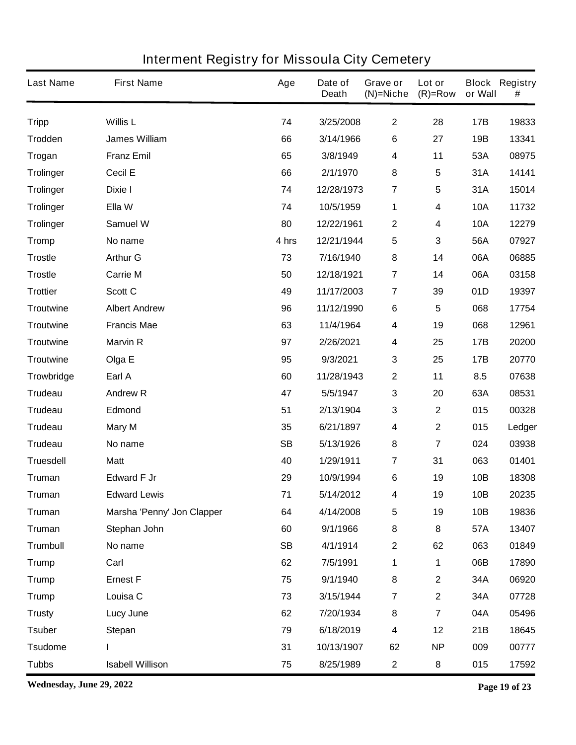# Interment Registry for Missoula City Cemetery

| Last Name | First Name | Age | Date of Death | Grave or (N)=Niche | Lot or (R)=Row | Block or Wall | Registry # |
|---|---|---|---|---|---|---|---|
| Tripp | Willis L | 74 | 3/25/2008 | 2 | 28 | 17B | 19833 |
| Trodden | James William | 66 | 3/14/1966 | 6 | 27 | 19B | 13341 |
| Trogan | Franz Emil | 65 | 3/8/1949 | 4 | 11 | 53A | 08975 |
| Trolinger | Cecil E | 66 | 2/1/1970 | 8 | 5 | 31A | 14141 |
| Trolinger | Dixie I | 74 | 12/28/1973 | 7 | 5 | 31A | 15014 |
| Trolinger | Ella W | 74 | 10/5/1959 | 1 | 4 | 10A | 11732 |
| Trolinger | Samuel W | 80 | 12/22/1961 | 2 | 4 | 10A | 12279 |
| Tromp | No name | 4 hrs | 12/21/1944 | 5 | 3 | 56A | 07927 |
| Trostle | Arthur G | 73 | 7/16/1940 | 8 | 14 | 06A | 06885 |
| Trostle | Carrie M | 50 | 12/18/1921 | 7 | 14 | 06A | 03158 |
| Trottier | Scott C | 49 | 11/17/2003 | 7 | 39 | 01D | 19397 |
| Troutwine | Albert Andrew | 96 | 11/12/1990 | 6 | 5 | 068 | 17754 |
| Troutwine | Francis Mae | 63 | 11/4/1964 | 4 | 19 | 068 | 12961 |
| Troutwine | Marvin R | 97 | 2/26/2021 | 4 | 25 | 17B | 20200 |
| Troutwine | Olga E | 95 | 9/3/2021 | 3 | 25 | 17B | 20770 |
| Trowbridge | Earl A | 60 | 11/28/1943 | 2 | 11 | 8.5 | 07638 |
| Trudeau | Andrew R | 47 | 5/5/1947 | 3 | 20 | 63A | 08531 |
| Trudeau | Edmond | 51 | 2/13/1904 | 3 | 2 | 015 | 00328 |
| Trudeau | Mary M | 35 | 6/21/1897 | 4 | 2 | 015 | Ledger |
| Trudeau | No name | SB | 5/13/1926 | 8 | 7 | 024 | 03938 |
| Truesdell | Matt | 40 | 1/29/1911 | 7 | 31 | 063 | 01401 |
| Truman | Edward F Jr | 29 | 10/9/1994 | 6 | 19 | 10B | 18308 |
| Truman | Edward Lewis | 71 | 5/14/2012 | 4 | 19 | 10B | 20235 |
| Truman | Marsha 'Penny' Jon Clapper | 64 | 4/14/2008 | 5 | 19 | 10B | 19836 |
| Truman | Stephan John | 60 | 9/1/1966 | 8 | 8 | 57A | 13407 |
| Trumbull | No name | SB | 4/1/1914 | 2 | 62 | 063 | 01849 |
| Trump | Carl | 62 | 7/5/1991 | 1 | 1 | 06B | 17890 |
| Trump | Ernest F | 75 | 9/1/1940 | 8 | 2 | 34A | 06920 |
| Trump | Louisa C | 73 | 3/15/1944 | 7 | 2 | 34A | 07728 |
| Trusty | Lucy June | 62 | 7/20/1934 | 8 | 7 | 04A | 05496 |
| Tsuber | Stepan | 79 | 6/18/2019 | 4 | 12 | 21B | 18645 |
| Tsudome | I | 31 | 10/13/1907 | 62 | NP | 009 | 00777 |
| Tubbs | Isabell Willison | 75 | 8/25/1989 | 2 | 8 | 015 | 17592 |

**Wednesday, June 29, 2022**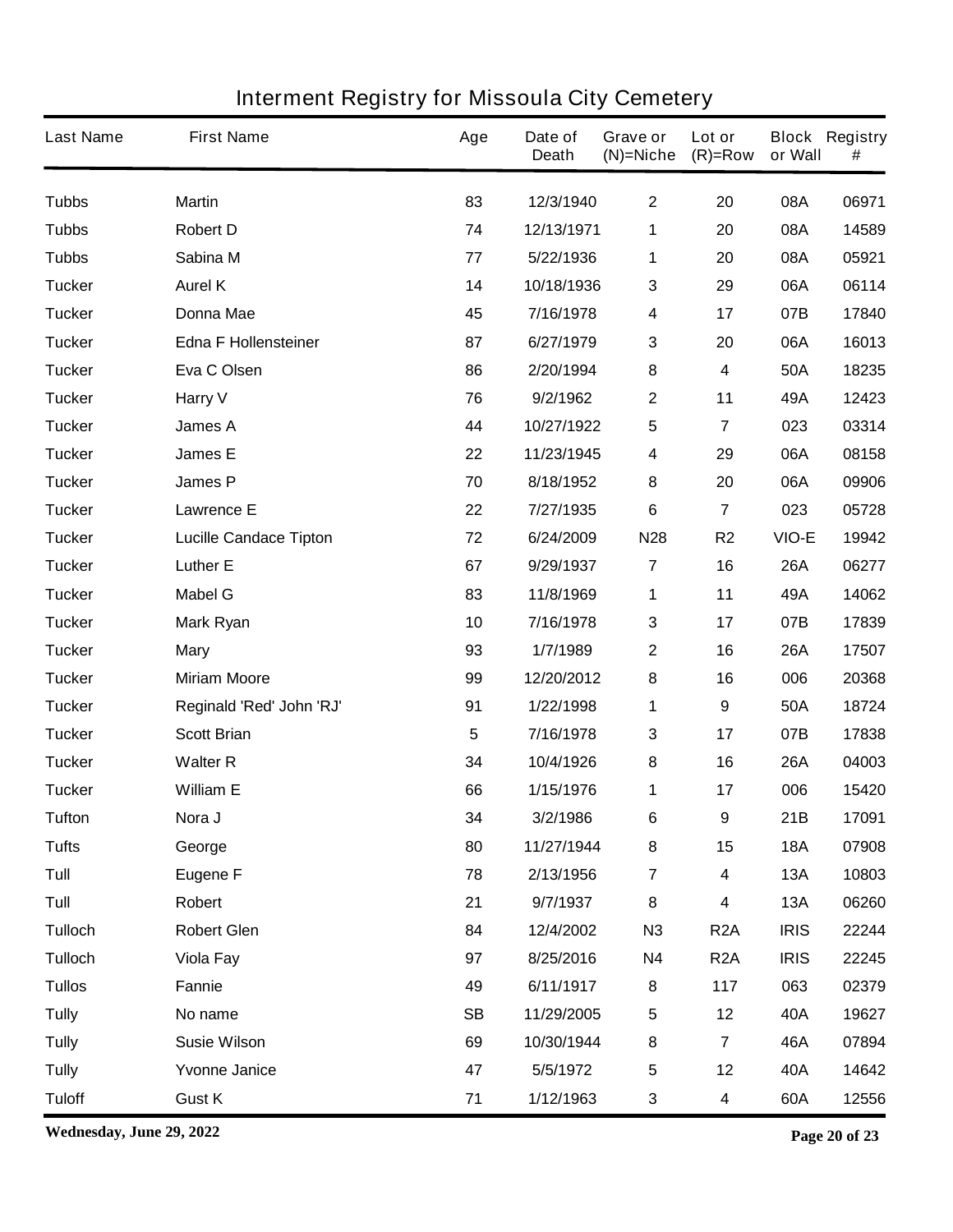# Interment Registry for Missoula City Cemetery

| Last Name | First Name | Age | Date of Death | Grave or (N)=Niche | Lot or (R)=Row | Block or Wall | Registry # |
|---|---|---|---|---|---|---|---|
| Tubbs | Martin | 83 | 12/3/1940 | 2 | 20 | 08A | 06971 |
| Tubbs | Robert D | 74 | 12/13/1971 | 1 | 20 | 08A | 14589 |
| Tubbs | Sabina M | 77 | 5/22/1936 | 1 | 20 | 08A | 05921 |
| Tucker | Aurel K | 14 | 10/18/1936 | 3 | 29 | 06A | 06114 |
| Tucker | Donna Mae | 45 | 7/16/1978 | 4 | 17 | 07B | 17840 |
| Tucker | Edna F Hollensteiner | 87 | 6/27/1979 | 3 | 20 | 06A | 16013 |
| Tucker | Eva C Olsen | 86 | 2/20/1994 | 8 | 4 | 50A | 18235 |
| Tucker | Harry V | 76 | 9/2/1962 | 2 | 11 | 49A | 12423 |
| Tucker | James A | 44 | 10/27/1922 | 5 | 7 | 023 | 03314 |
| Tucker | James E | 22 | 11/23/1945 | 4 | 29 | 06A | 08158 |
| Tucker | James P | 70 | 8/18/1952 | 8 | 20 | 06A | 09906 |
| Tucker | Lawrence E | 22 | 7/27/1935 | 6 | 7 | 023 | 05728 |
| Tucker | Lucille Candace Tipton | 72 | 6/24/2009 | N28 | R2 | VIO-E | 19942 |
| Tucker | Luther E | 67 | 9/29/1937 | 7 | 16 | 26A | 06277 |
| Tucker | Mabel G | 83 | 11/8/1969 | 1 | 11 | 49A | 14062 |
| Tucker | Mark Ryan | 10 | 7/16/1978 | 3 | 17 | 07B | 17839 |
| Tucker | Mary | 93 | 1/7/1989 | 2 | 16 | 26A | 17507 |
| Tucker | Miriam Moore | 99 | 12/20/2012 | 8 | 16 | 006 | 20368 |
| Tucker | Reginald 'Red' John 'RJ' | 91 | 1/22/1998 | 1 | 9 | 50A | 18724 |
| Tucker | Scott Brian | 5 | 7/16/1978 | 3 | 17 | 07B | 17838 |
| Tucker | Walter R | 34 | 10/4/1926 | 8 | 16 | 26A | 04003 |
| Tucker | William E | 66 | 1/15/1976 | 1 | 17 | 006 | 15420 |
| Tufton | Nora J | 34 | 3/2/1986 | 6 | 9 | 21B | 17091 |
| Tufts | George | 80 | 11/27/1944 | 8 | 15 | 18A | 07908 |
| Tull | Eugene F | 78 | 2/13/1956 | 7 | 4 | 13A | 10803 |
| Tull | Robert | 21 | 9/7/1937 | 8 | 4 | 13A | 06260 |
| Tulloch | Robert Glen | 84 | 12/4/2002 | N3 | R2A | IRIS | 22244 |
| Tulloch | Viola Fay | 97 | 8/25/2016 | N4 | R2A | IRIS | 22245 |
| Tullos | Fannie | 49 | 6/11/1917 | 8 | 117 | 063 | 02379 |
| Tully | No name | SB | 11/29/2005 | 5 | 12 | 40A | 19627 |
| Tully | Susie Wilson | 69 | 10/30/1944 | 8 | 7 | 46A | 07894 |
| Tully | Yvonne Janice | 47 | 5/5/1972 | 5 | 12 | 40A | 14642 |
| Tuloff | Gust K | 71 | 1/12/1963 | 3 | 4 | 60A | 12556 |

**Wednesday, June 29, 2022**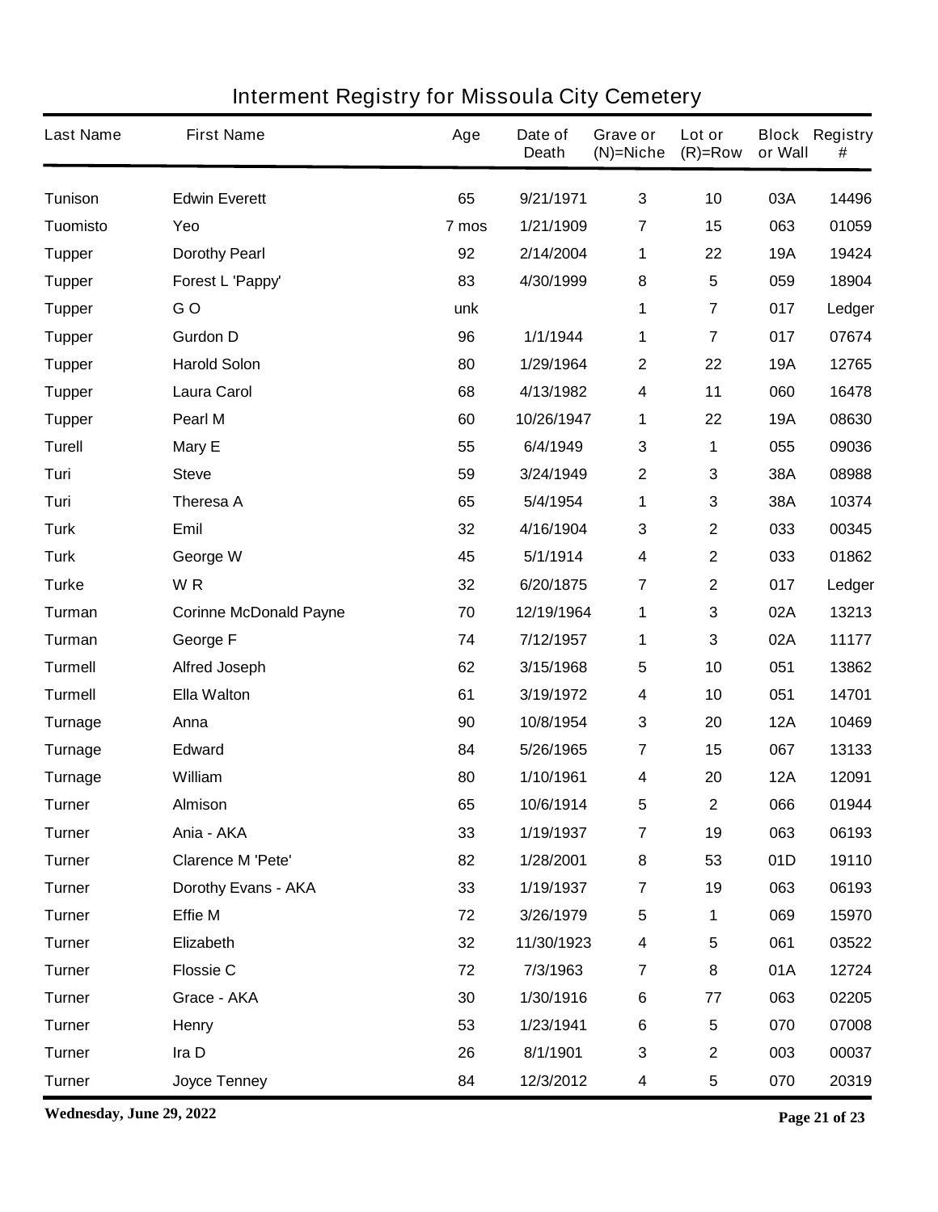# Interment Registry for Missoula City Cemetery

| Last Name | First Name | Age | Date of Death | Grave or (N)=Niche | Lot or (R)=Row | Block or Wall | Registry # |
|---|---|---|---|---|---|---|---|
| Tunison | Edwin Everett | 65 | 9/21/1971 | 3 | 10 | 03A | 14496 |
| Tuomisto | Yeo | 7 mos | 1/21/1909 | 7 | 15 | 063 | 01059 |
| Tupper | Dorothy Pearl | 92 | 2/14/2004 | 1 | 22 | 19A | 19424 |
| Tupper | Forest L 'Pappy' | 83 | 4/30/1999 | 8 | 5 | 059 | 18904 |
| Tupper | G O | unk | | 1 | 7 | 017 | Ledger |
| Tupper | Gurdon D | 96 | 1/1/1944 | 1 | 7 | 017 | 07674 |
| Tupper | Harold Solon | 80 | 1/29/1964 | 2 | 22 | 19A | 12765 |
| Tupper | Laura Carol | 68 | 4/13/1982 | 4 | 11 | 060 | 16478 |
| Tupper | Pearl M | 60 | 10/26/1947 | 1 | 22 | 19A | 08630 |
| Turell | Mary E | 55 | 6/4/1949 | 3 | 1 | 055 | 09036 |
| Turi | Steve | 59 | 3/24/1949 | 2 | 3 | 38A | 08988 |
| Turi | Theresa A | 65 | 5/4/1954 | 1 | 3 | 38A | 10374 |
| Turk | Emil | 32 | 4/16/1904 | 3 | 2 | 033 | 00345 |
| Turk | George W | 45 | 5/1/1914 | 4 | 2 | 033 | 01862 |
| Turke | W R | 32 | 6/20/1875 | 7 | 2 | 017 | Ledger |
| Turman | Corinne McDonald Payne | 70 | 12/19/1964 | 1 | 3 | 02A | 13213 |
| Turman | George F | 74 | 7/12/1957 | 1 | 3 | 02A | 11177 |
| Turmell | Alfred Joseph | 62 | 3/15/1968 | 5 | 10 | 051 | 13862 |
| Turmell | Ella Walton | 61 | 3/19/1972 | 4 | 10 | 051 | 14701 |
| Turnage | Anna | 90 | 10/8/1954 | 3 | 20 | 12A | 10469 |
| Turnage | Edward | 84 | 5/26/1965 | 7 | 15 | 067 | 13133 |
| Turnage | William | 80 | 1/10/1961 | 4 | 20 | 12A | 12091 |
| Turner | Almison | 65 | 10/6/1914 | 5 | 2 | 066 | 01944 |
| Turner | Ania - AKA | 33 | 1/19/1937 | 7 | 19 | 063 | 06193 |
| Turner | Clarence M 'Pete' | 82 | 1/28/2001 | 8 | 53 | 01D | 19110 |
| Turner | Dorothy Evans - AKA | 33 | 1/19/1937 | 7 | 19 | 063 | 06193 |
| Turner | Effie M | 72 | 3/26/1979 | 5 | 1 | 069 | 15970 |
| Turner | Elizabeth | 32 | 11/30/1923 | 4 | 5 | 061 | 03522 |
| Turner | Flossie C | 72 | 7/3/1963 | 7 | 8 | 01A | 12724 |
| Turner | Grace - AKA | 30 | 1/30/1916 | 6 | 77 | 063 | 02205 |
| Turner | Henry | 53 | 1/23/1941 | 6 | 5 | 070 | 07008 |
| Turner | Ira D | 26 | 8/1/1901 | 3 | 2 | 003 | 00037 |
| Turner | Joyce Tenney | 84 | 12/3/2012 | 4 | 5 | 070 | 20319 |

**Wednesday, June 29, 2022**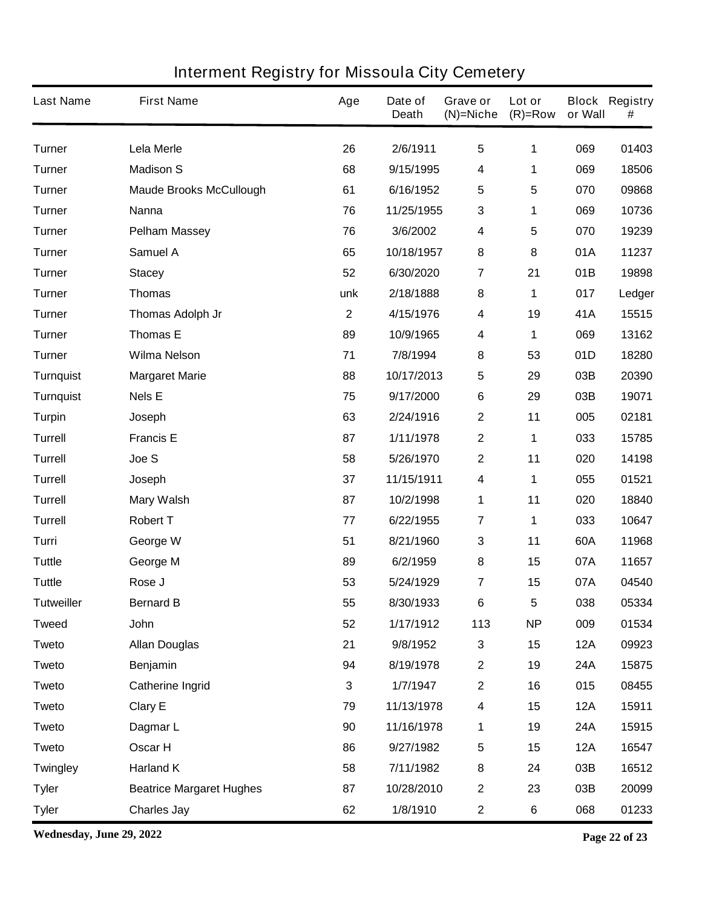# Interment Registry for Missoula City Cemetery

| Last Name | First Name | Age | Date of Death | Grave or (N)=Niche | Lot or (R)=Row | Block or Wall | Registry # |
|---|---|---|---|---|---|---|---|
| Turner | Lela Merle | 26 | 2/6/1911 | 5 | 1 | 069 | 01403 |
| Turner | Madison S | 68 | 9/15/1995 | 4 | 1 | 069 | 18506 |
| Turner | Maude Brooks McCullough | 61 | 6/16/1952 | 5 | 5 | 070 | 09868 |
| Turner | Nanna | 76 | 11/25/1955 | 3 | 1 | 069 | 10736 |
| Turner | Pelham Massey | 76 | 3/6/2002 | 4 | 5 | 070 | 19239 |
| Turner | Samuel A | 65 | 10/18/1957 | 8 | 8 | 01A | 11237 |
| Turner | Stacey | 52 | 6/30/2020 | 7 | 21 | 01B | 19898 |
| Turner | Thomas | unk | 2/18/1888 | 8 | 1 | 017 | Ledger |
| Turner | Thomas Adolph Jr | 2 | 4/15/1976 | 4 | 19 | 41A | 15515 |
| Turner | Thomas E | 89 | 10/9/1965 | 4 | 1 | 069 | 13162 |
| Turner | Wilma Nelson | 71 | 7/8/1994 | 8 | 53 | 01D | 18280 |
| Turnquist | Margaret Marie | 88 | 10/17/2013 | 5 | 29 | 03B | 20390 |
| Turnquist | Nels E | 75 | 9/17/2000 | 6 | 29 | 03B | 19071 |
| Turpin | Joseph | 63 | 2/24/1916 | 2 | 11 | 005 | 02181 |
| Turrell | Francis E | 87 | 1/11/1978 | 2 | 1 | 033 | 15785 |
| Turrell | Joe S | 58 | 5/26/1970 | 2 | 11 | 020 | 14198 |
| Turrell | Joseph | 37 | 11/15/1911 | 4 | 1 | 055 | 01521 |
| Turrell | Mary Walsh | 87 | 10/2/1998 | 1 | 11 | 020 | 18840 |
| Turrell | Robert T | 77 | 6/22/1955 | 7 | 1 | 033 | 10647 |
| Turri | George W | 51 | 8/21/1960 | 3 | 11 | 60A | 11968 |
| Tuttle | George M | 89 | 6/2/1959 | 8 | 15 | 07A | 11657 |
| Tuttle | Rose J | 53 | 5/24/1929 | 7 | 15 | 07A | 04540 |
| Tutweiller | Bernard B | 55 | 8/30/1933 | 6 | 5 | 038 | 05334 |
| Tweed | John | 52 | 1/17/1912 | 113 | NP | 009 | 01534 |
| Tweto | Allan Douglas | 21 | 9/8/1952 | 3 | 15 | 12A | 09923 |
| Tweto | Benjamin | 94 | 8/19/1978 | 2 | 19 | 24A | 15875 |
| Tweto | Catherine Ingrid | 3 | 1/7/1947 | 2 | 16 | 015 | 08455 |
| Tweto | Clary E | 79 | 11/13/1978 | 4 | 15 | 12A | 15911 |
| Tweto | Dagmar L | 90 | 11/16/1978 | 1 | 19 | 24A | 15915 |
| Tweto | Oscar H | 86 | 9/27/1982 | 5 | 15 | 12A | 16547 |
| Twingley | Harland K | 58 | 7/11/1982 | 8 | 24 | 03B | 16512 |
| Tyler | Beatrice Margaret Hughes | 87 | 10/28/2010 | 2 | 23 | 03B | 20099 |
| Tyler | Charles Jay | 62 | 1/8/1910 | 2 | 6 | 068 | 01233 |

Wednesday, June 29, 2022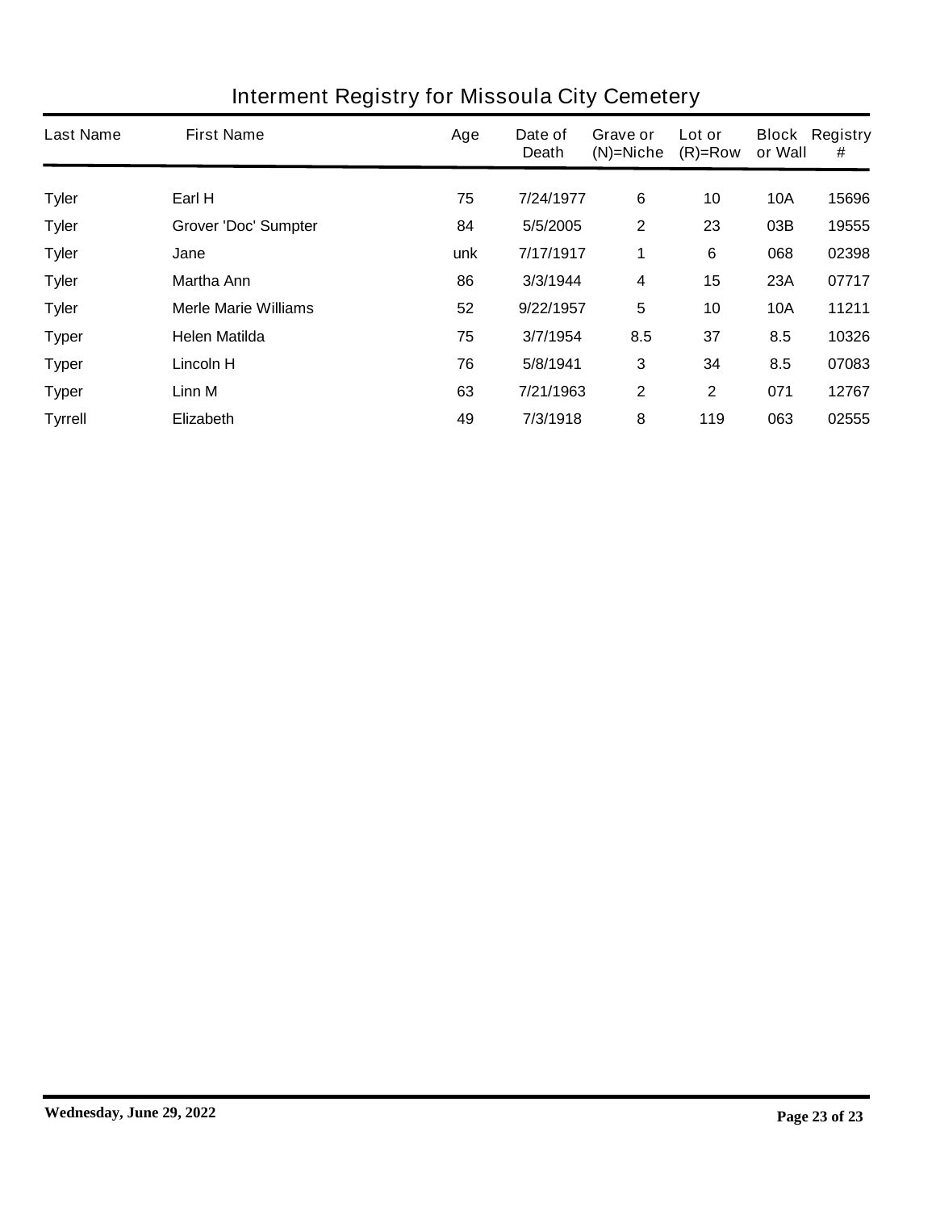# Interment Registry for Missoula City Cemetery

| Last Name | First Name | Age | Date of Death | Grave or (N)=Niche | Lot or (R)=Row | Block or Wall | Registry # |
|---|---|---|---|---|---|---|---|
| Tyler | Earl H | 75 | 7/24/1977 | 6 | 10 | 10A | 15696 |
| Tyler | Grover 'Doc' Sumpter | 84 | 5/5/2005 | 2 | 23 | 03B | 19555 |
| Tyler | Jane | unk | 7/17/1917 | 1 | 6 | 068 | 02398 |
| Tyler | Martha Ann | 86 | 3/3/1944 | 4 | 15 | 23A | 07717 |
| Tyler | Merle Marie Williams | 52 | 9/22/1957 | 5 | 10 | 10A | 11211 |
| Typer | Helen Matilda | 75 | 3/7/1954 | 8.5 | 37 | 8.5 | 10326 |
| Typer | Lincoln H | 76 | 5/8/1941 | 3 | 34 | 8.5 | 07083 |
| Typer | Linn M | 63 | 7/21/1963 | 2 | 2 | 071 | 12767 |
| Tyrrell | Elizabeth | 49 | 7/3/1918 | 8 | 119 | 063 | 02555 |

Wednesday, June 29, 2022